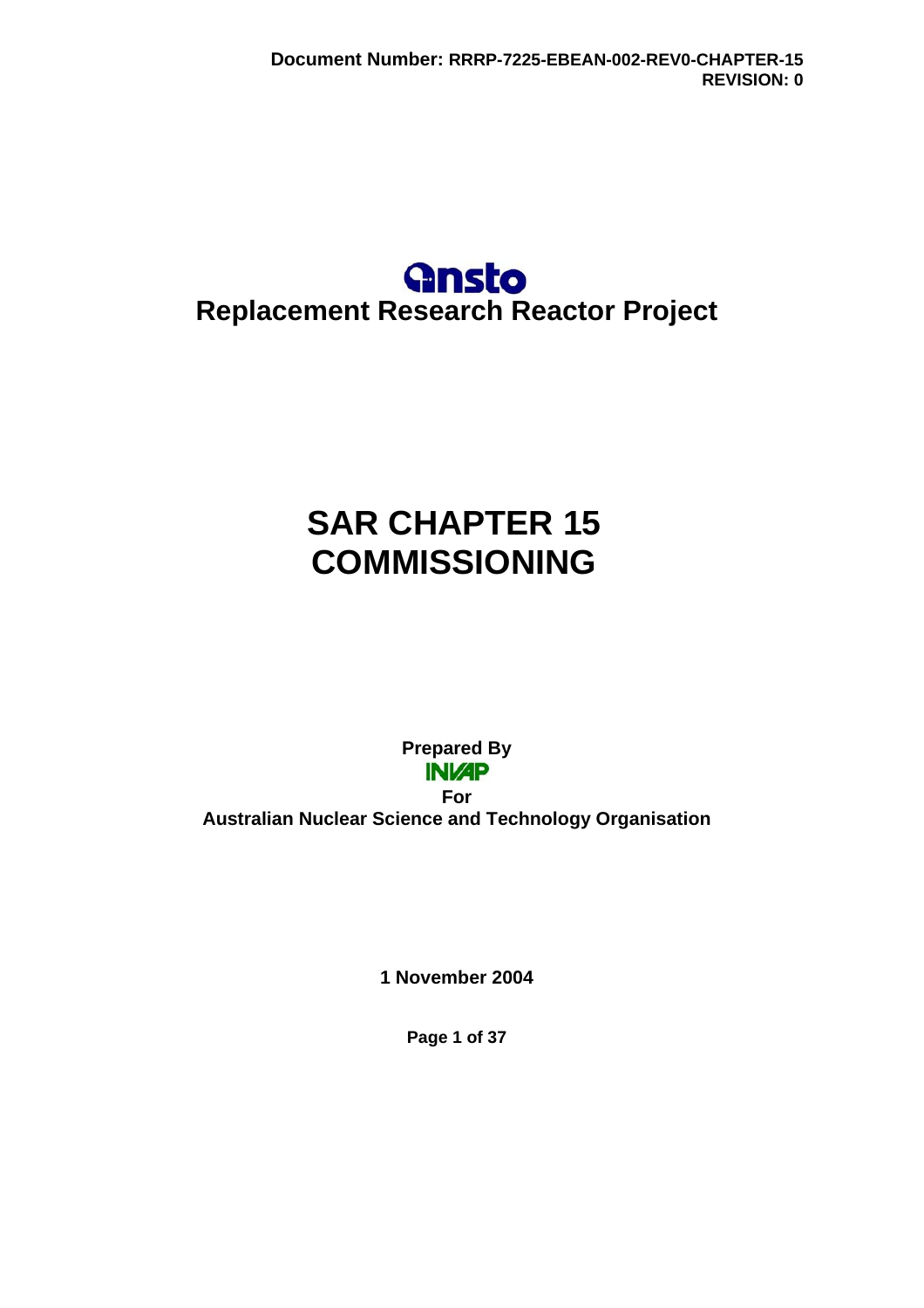Document Number: RRRP-7225-EBEAN-002-REV0-CHAPTER-15
REVISION: 0

ansto

# Replacement Research Reactor Project

# SAR CHAPTER 15 COMMISSIONING

**Prepared By**

INVAP

**For**

**Australian Nuclear Science and Technology Organisation**

**1 November 2004**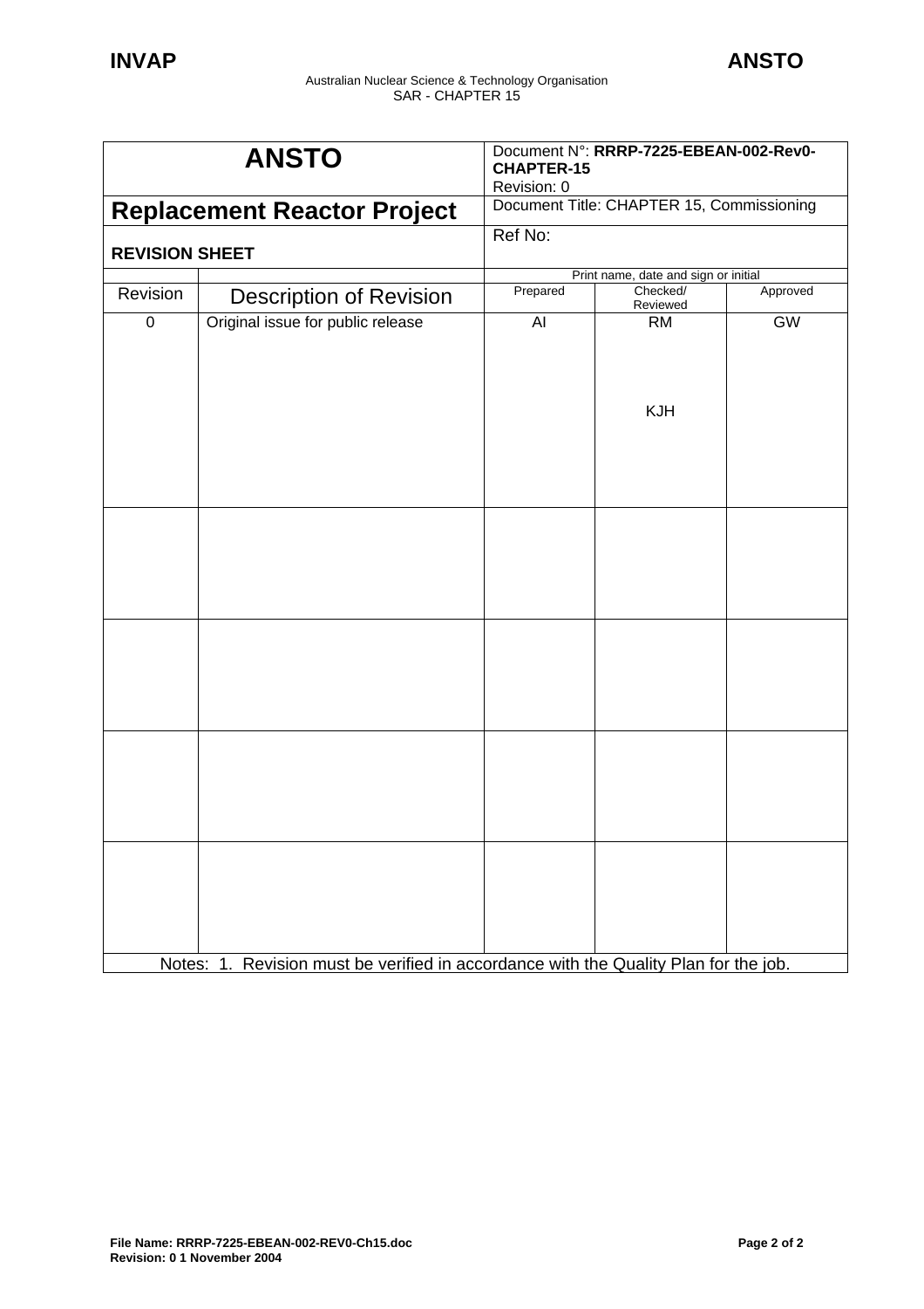| ANSTO | | Document N°: **RRRP-7225-EBEAN-002-Rev0-CHAPTER-15** Revision: 0 | | |
|---|---|---|---|---|
| **Replacement Reactor Project** | | Document Title: CHAPTER 15, Commissioning | | |
| **REVISION SHEET** | | Ref No: | | |
| | | Print name, date and sign or initial | | |
| Revision | Description of Revision | Prepared | Checked/ Reviewed | Approved |
| 0 | Original issue for public release | AI | RM KJH | GW |
| | | | | |
| | | | | |
| | | | | |
| | | | | |
| Notes: 1. Revision must be verified in accordance with the Quality Plan for the job. | | | | |

**File Name: RRRP-7225-EBEAN-002-REV0-Ch15.doc**
**Revision: 0 1 November 2004**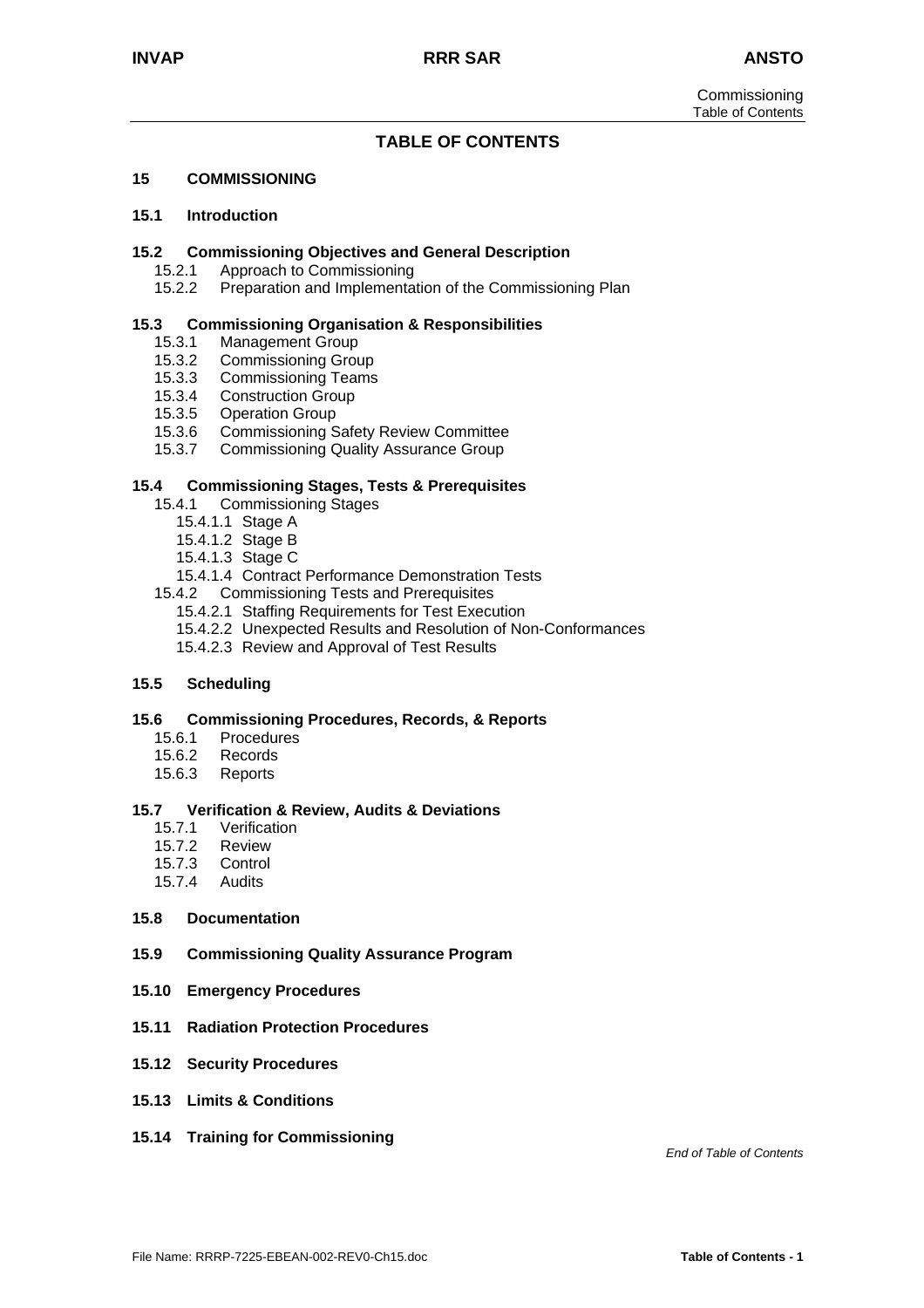# TABLE OF CONTENTS

**15 COMMISSIONING**

**15.1 Introduction**

**15.2 Commissioning Objectives and General Description**
- 15.2.1 Approach to Commissioning
- 15.2.2 Preparation and Implementation of the Commissioning Plan

**15.3 Commissioning Organisation & Responsibilities**
- 15.3.1 Management Group
- 15.3.2 Commissioning Group
- 15.3.3 Commissioning Teams
- 15.3.4 Construction Group
- 15.3.5 Operation Group
- 15.3.6 Commissioning Safety Review Committee
- 15.3.7 Commissioning Quality Assurance Group

**15.4 Commissioning Stages, Tests & Prerequisites**
- 15.4.1 Commissioning Stages
  - 15.4.1.1 Stage A
  - 15.4.1.2 Stage B
  - 15.4.1.3 Stage C
  - 15.4.1.4 Contract Performance Demonstration Tests
- 15.4.2 Commissioning Tests and Prerequisites
  - 15.4.2.1 Staffing Requirements for Test Execution
  - 15.4.2.2 Unexpected Results and Resolution of Non-Conformances
  - 15.4.2.3 Review and Approval of Test Results

**15.5 Scheduling**

**15.6 Commissioning Procedures, Records, & Reports**
- 15.6.1 Procedures
- 15.6.2 Records
- 15.6.3 Reports

**15.7 Verification & Review, Audits & Deviations**
- 15.7.1 Verification
- 15.7.2 Review
- 15.7.3 Control
- 15.7.4 Audits

**15.8 Documentation**

**15.9 Commissioning Quality Assurance Program**

**15.10 Emergency Procedures**

**15.11 Radiation Protection Procedures**

**15.12 Security Procedures**

**15.13 Limits & Conditions**

**15.14 Training for Commissioning**

*End of Table of Contents*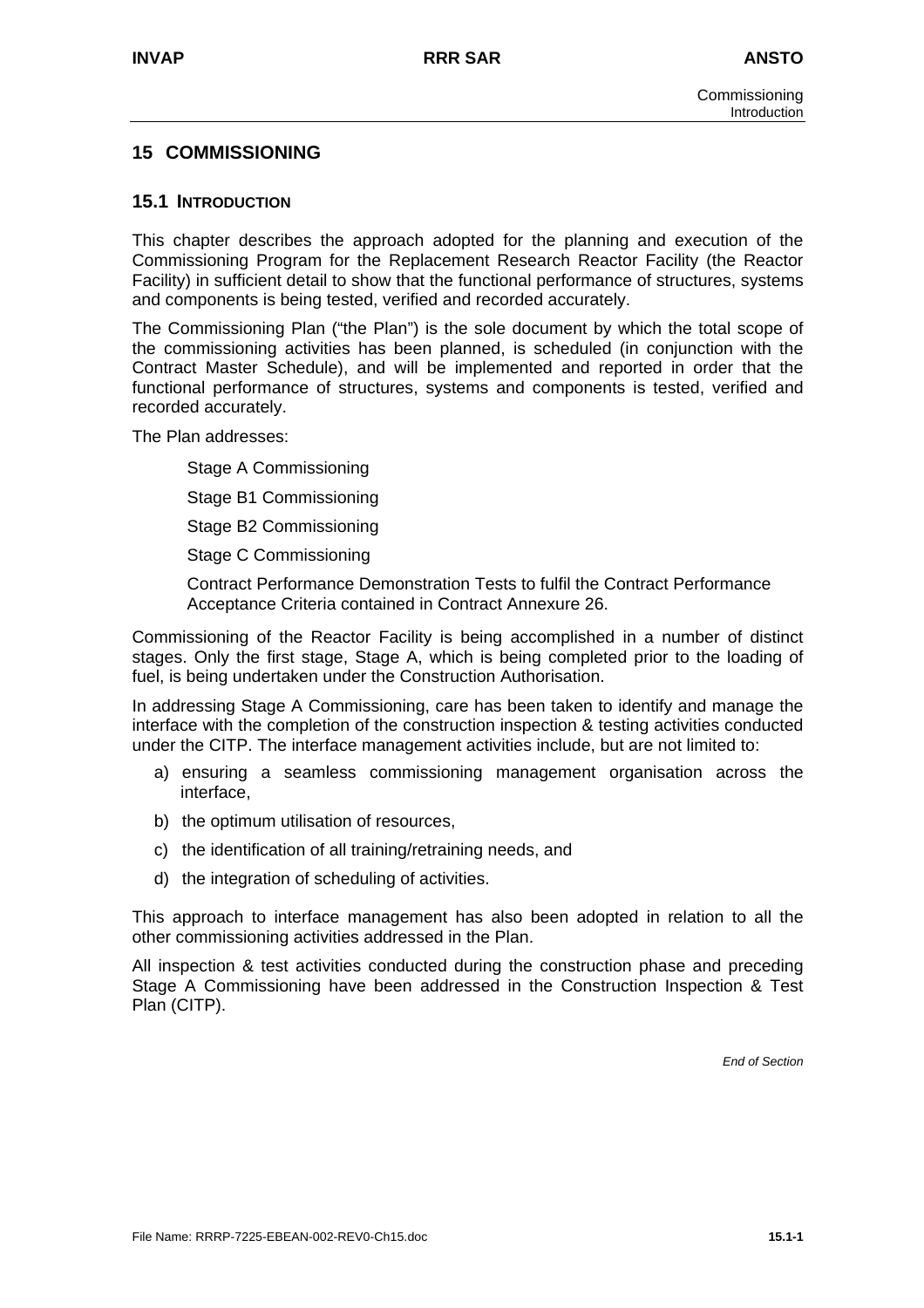# 15 COMMISSIONING

## 15.1 INTRODUCTION

This chapter describes the approach adopted for the planning and execution of the Commissioning Program for the Replacement Research Reactor Facility (the Reactor Facility) in sufficient detail to show that the functional performance of structures, systems and components is being tested, verified and recorded accurately.

The Commissioning Plan ("the Plan") is the sole document by which the total scope of the commissioning activities has been planned, is scheduled (in conjunction with the Contract Master Schedule), and will be implemented and reported in order that the functional performance of structures, systems and components is tested, verified and recorded accurately.

The Plan addresses:

Stage A Commissioning

Stage B1 Commissioning

Stage B2 Commissioning

Stage C Commissioning

Contract Performance Demonstration Tests to fulfil the Contract Performance Acceptance Criteria contained in Contract Annexure 26.

Commissioning of the Reactor Facility is being accomplished in a number of distinct stages. Only the first stage, Stage A, which is being completed prior to the loading of fuel, is being undertaken under the Construction Authorisation.

In addressing Stage A Commissioning, care has been taken to identify and manage the interface with the completion of the construction inspection & testing activities conducted under the CITP. The interface management activities include, but are not limited to:

a) ensuring a seamless commissioning management organisation across the interface,
b) the optimum utilisation of resources,
c) the identification of all training/retraining needs, and
d) the integration of scheduling of activities.

This approach to interface management has also been adopted in relation to all the other commissioning activities addressed in the Plan.

All inspection & test activities conducted during the construction phase and preceding Stage A Commissioning have been addressed in the Construction Inspection & Test Plan (CITP).

*End of Section*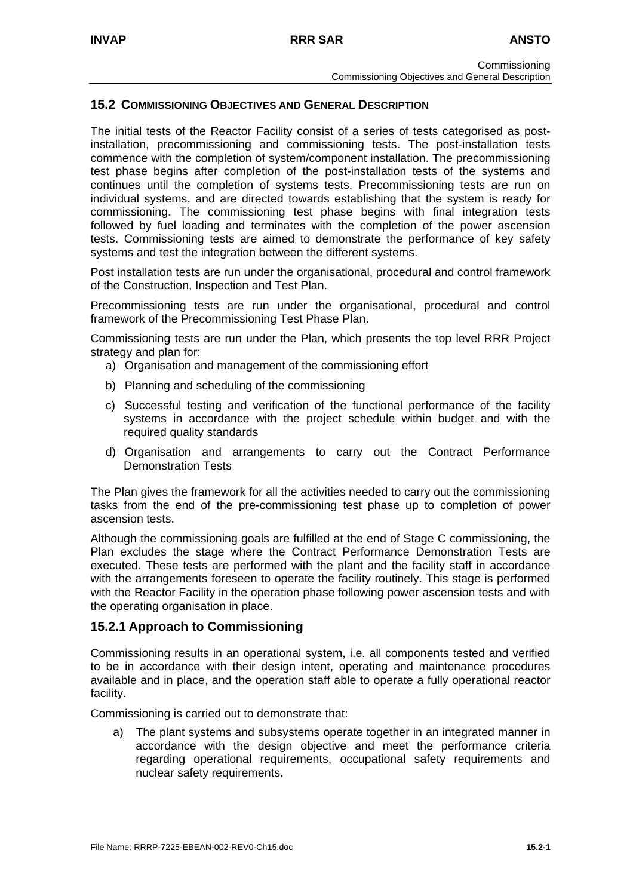## 15.2 COMMISSIONING OBJECTIVES AND GENERAL DESCRIPTION

The initial tests of the Reactor Facility consist of a series of tests categorised as post-installation, precommissioning and commissioning tests. The post-installation tests commence with the completion of system/component installation. The precommissioning test phase begins after completion of the post-installation tests of the systems and continues until the completion of systems tests. Precommissioning tests are run on individual systems, and are directed towards establishing that the system is ready for commissioning. The commissioning test phase begins with final integration tests followed by fuel loading and terminates with the completion of the power ascension tests. Commissioning tests are aimed to demonstrate the performance of key safety systems and test the integration between the different systems.

Post installation tests are run under the organisational, procedural and control framework of the Construction, Inspection and Test Plan.

Precommissioning tests are run under the organisational, procedural and control framework of the Precommissioning Test Phase Plan.

Commissioning tests are run under the Plan, which presents the top level RRR Project strategy and plan for:

a) Organisation and management of the commissioning effort
b) Planning and scheduling of the commissioning
c) Successful testing and verification of the functional performance of the facility systems in accordance with the project schedule within budget and with the required quality standards
d) Organisation and arrangements to carry out the Contract Performance Demonstration Tests

The Plan gives the framework for all the activities needed to carry out the commissioning tasks from the end of the pre-commissioning test phase up to completion of power ascension tests.

Although the commissioning goals are fulfilled at the end of Stage C commissioning, the Plan excludes the stage where the Contract Performance Demonstration Tests are executed. These tests are performed with the plant and the facility staff in accordance with the arrangements foreseen to operate the facility routinely. This stage is performed with the Reactor Facility in the operation phase following power ascension tests and with the operating organisation in place.

### 15.2.1 Approach to Commissioning

Commissioning results in an operational system, i.e. all components tested and verified to be in accordance with their design intent, operating and maintenance procedures available and in place, and the operation staff able to operate a fully operational reactor facility.

Commissioning is carried out to demonstrate that:

a) The plant systems and subsystems operate together in an integrated manner in accordance with the design objective and meet the performance criteria regarding operational requirements, occupational safety requirements and nuclear safety requirements.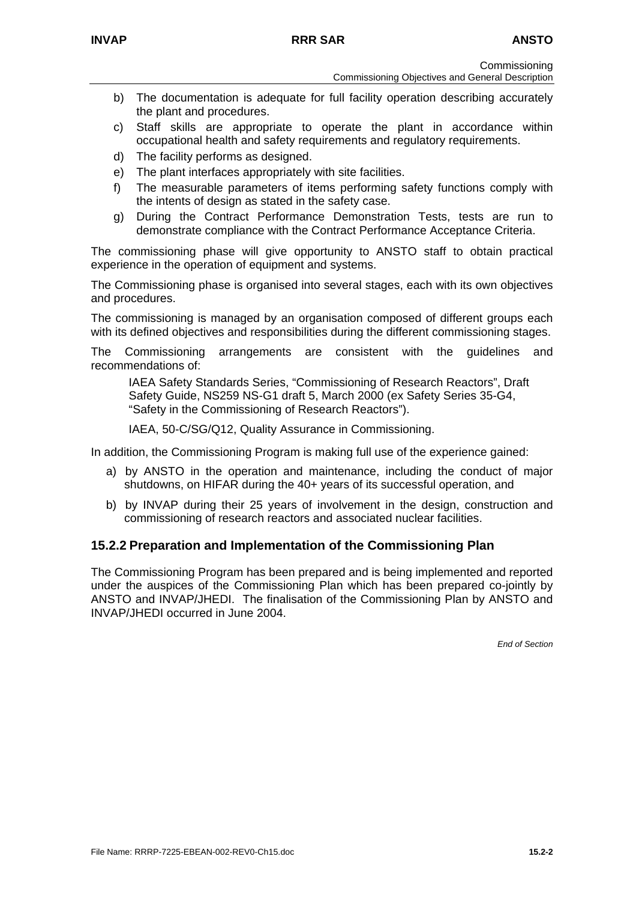b) The documentation is adequate for full facility operation describing accurately the plant and procedures.

c) Staff skills are appropriate to operate the plant in accordance within occupational health and safety requirements and regulatory requirements.

d) The facility performs as designed.

e) The plant interfaces appropriately with site facilities.

f) The measurable parameters of items performing safety functions comply with the intents of design as stated in the safety case.

g) During the Contract Performance Demonstration Tests, tests are run to demonstrate compliance with the Contract Performance Acceptance Criteria.

The commissioning phase will give opportunity to ANSTO staff to obtain practical experience in the operation of equipment and systems.

The Commissioning phase is organised into several stages, each with its own objectives and procedures.

The commissioning is managed by an organisation composed of different groups each with its defined objectives and responsibilities during the different commissioning stages.

The Commissioning arrangements are consistent with the guidelines and recommendations of:

> IAEA Safety Standards Series, "Commissioning of Research Reactors", Draft Safety Guide, NS259 NS-G1 draft 5, March 2000 (ex Safety Series 35-G4, "Safety in the Commissioning of Research Reactors").
>
> IAEA, 50-C/SG/Q12, Quality Assurance in Commissioning.

In addition, the Commissioning Program is making full use of the experience gained:

a) by ANSTO in the operation and maintenance, including the conduct of major shutdowns, on HIFAR during the 40+ years of its successful operation, and

b) by INVAP during their 25 years of involvement in the design, construction and commissioning of research reactors and associated nuclear facilities.

## 15.2.2 Preparation and Implementation of the Commissioning Plan

The Commissioning Program has been prepared and is being implemented and reported under the auspices of the Commissioning Plan which has been prepared co-jointly by ANSTO and INVAP/JHEDI. The finalisation of the Commissioning Plan by ANSTO and INVAP/JHEDI occurred in June 2004.

*End of Section*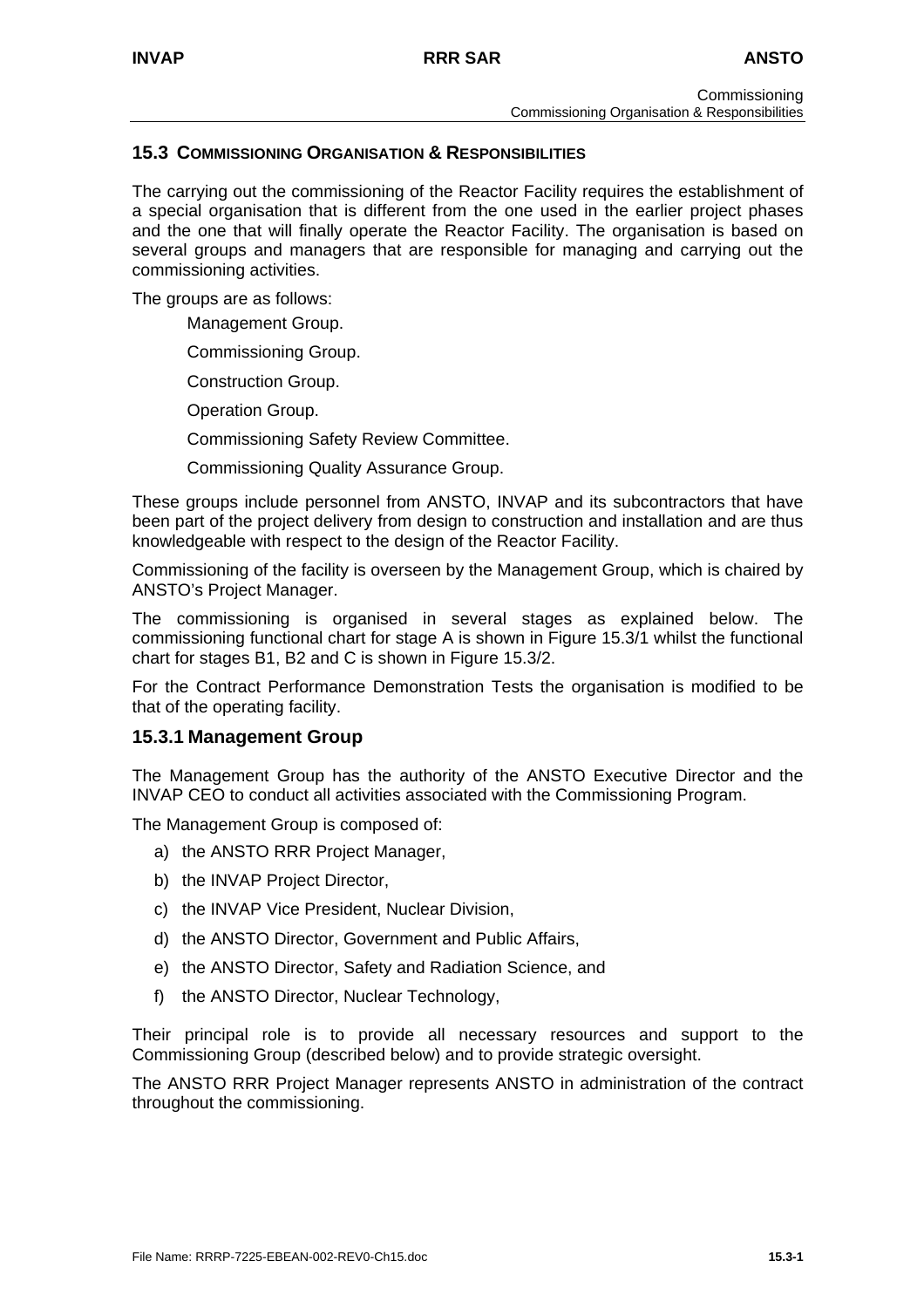## 15.3 COMMISSIONING ORGANISATION & RESPONSIBILITIES

The carrying out the commissioning of the Reactor Facility requires the establishment of a special organisation that is different from the one used in the earlier project phases and the one that will finally operate the Reactor Facility. The organisation is based on several groups and managers that are responsible for managing and carrying out the commissioning activities.

The groups are as follows:

Management Group.

Commissioning Group.

Construction Group.

Operation Group.

Commissioning Safety Review Committee.

Commissioning Quality Assurance Group.

These groups include personnel from ANSTO, INVAP and its subcontractors that have been part of the project delivery from design to construction and installation and are thus knowledgeable with respect to the design of the Reactor Facility.

Commissioning of the facility is overseen by the Management Group, which is chaired by ANSTO's Project Manager.

The commissioning is organised in several stages as explained below. The commissioning functional chart for stage A is shown in Figure 15.3/1 whilst the functional chart for stages B1, B2 and C is shown in Figure 15.3/2.

For the Contract Performance Demonstration Tests the organisation is modified to be that of the operating facility.

### 15.3.1 Management Group

The Management Group has the authority of the ANSTO Executive Director and the INVAP CEO to conduct all activities associated with the Commissioning Program.

The Management Group is composed of:

a) the ANSTO RRR Project Manager,
b) the INVAP Project Director,
c) the INVAP Vice President, Nuclear Division,
d) the ANSTO Director, Government and Public Affairs,
e) the ANSTO Director, Safety and Radiation Science, and
f) the ANSTO Director, Nuclear Technology,

Their principal role is to provide all necessary resources and support to the Commissioning Group (described below) and to provide strategic oversight.

The ANSTO RRR Project Manager represents ANSTO in administration of the contract throughout the commissioning.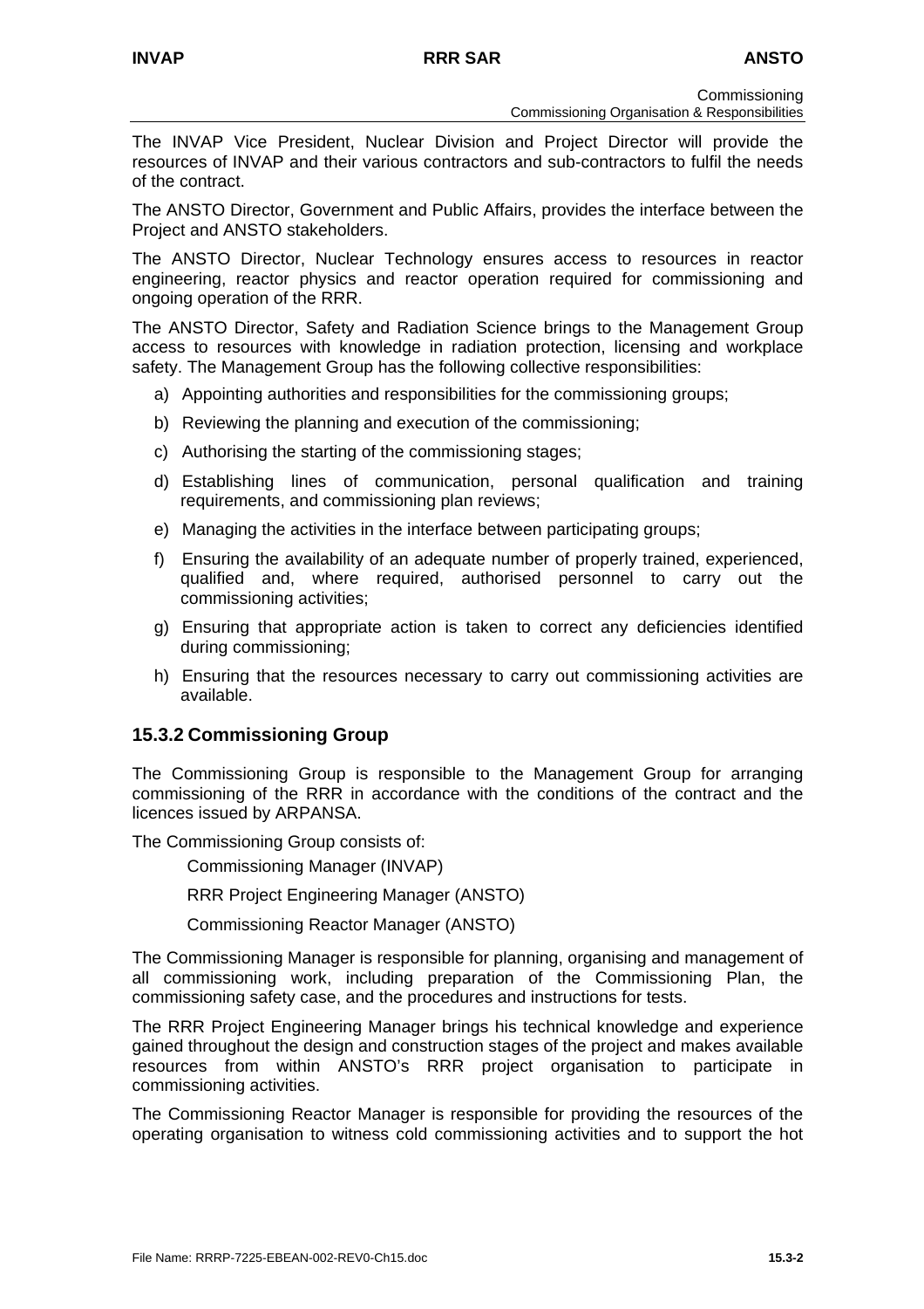The INVAP Vice President, Nuclear Division and Project Director will provide the resources of INVAP and their various contractors and sub-contractors to fulfil the needs of the contract.

The ANSTO Director, Government and Public Affairs, provides the interface between the Project and ANSTO stakeholders.

The ANSTO Director, Nuclear Technology ensures access to resources in reactor engineering, reactor physics and reactor operation required for commissioning and ongoing operation of the RRR.

The ANSTO Director, Safety and Radiation Science brings to the Management Group access to resources with knowledge in radiation protection, licensing and workplace safety. The Management Group has the following collective responsibilities:

a) Appointing authorities and responsibilities for the commissioning groups;

b) Reviewing the planning and execution of the commissioning;

c) Authorising the starting of the commissioning stages;

d) Establishing lines of communication, personal qualification and training requirements, and commissioning plan reviews;

e) Managing the activities in the interface between participating groups;

f) Ensuring the availability of an adequate number of properly trained, experienced, qualified and, where required, authorised personnel to carry out the commissioning activities;

g) Ensuring that appropriate action is taken to correct any deficiencies identified during commissioning;

h) Ensuring that the resources necessary to carry out commissioning activities are available.

### 15.3.2 Commissioning Group

The Commissioning Group is responsible to the Management Group for arranging commissioning of the RRR in accordance with the conditions of the contract and the licences issued by ARPANSA.

The Commissioning Group consists of:

Commissioning Manager (INVAP)

RRR Project Engineering Manager (ANSTO)

Commissioning Reactor Manager (ANSTO)

The Commissioning Manager is responsible for planning, organising and management of all commissioning work, including preparation of the Commissioning Plan, the commissioning safety case, and the procedures and instructions for tests.

The RRR Project Engineering Manager brings his technical knowledge and experience gained throughout the design and construction stages of the project and makes available resources from within ANSTO's RRR project organisation to participate in commissioning activities.

The Commissioning Reactor Manager is responsible for providing the resources of the operating organisation to witness cold commissioning activities and to support the hot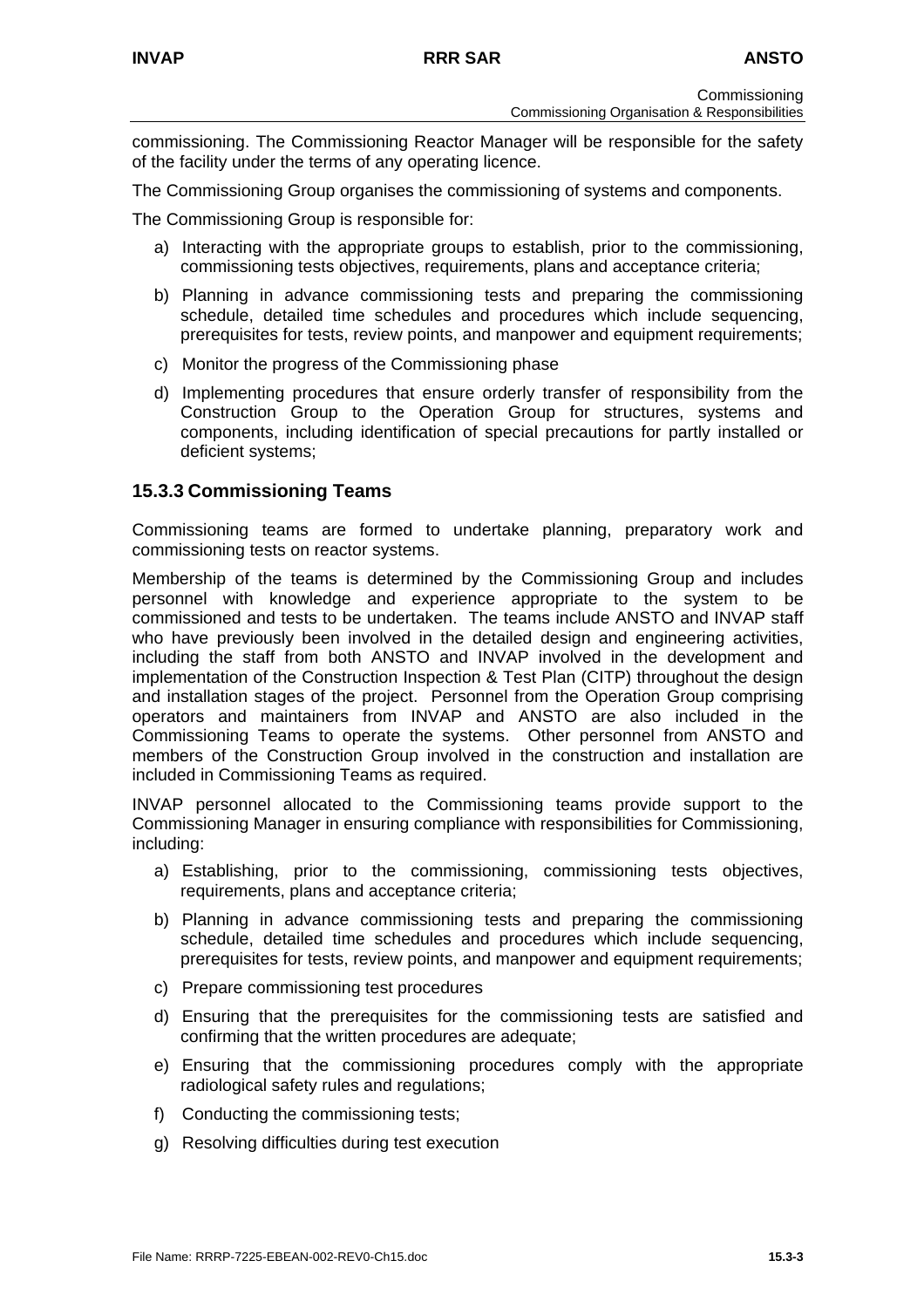commissioning. The Commissioning Reactor Manager will be responsible for the safety of the facility under the terms of any operating licence.

The Commissioning Group organises the commissioning of systems and components.

The Commissioning Group is responsible for:

a) Interacting with the appropriate groups to establish, prior to the commissioning, commissioning tests objectives, requirements, plans and acceptance criteria;

b) Planning in advance commissioning tests and preparing the commissioning schedule, detailed time schedules and procedures which include sequencing, prerequisites for tests, review points, and manpower and equipment requirements;

c) Monitor the progress of the Commissioning phase

d) Implementing procedures that ensure orderly transfer of responsibility from the Construction Group to the Operation Group for structures, systems and components, including identification of special precautions for partly installed or deficient systems;

### 15.3.3 Commissioning Teams

Commissioning teams are formed to undertake planning, preparatory work and commissioning tests on reactor systems.

Membership of the teams is determined by the Commissioning Group and includes personnel with knowledge and experience appropriate to the system to be commissioned and tests to be undertaken. The teams include ANSTO and INVAP staff who have previously been involved in the detailed design and engineering activities, including the staff from both ANSTO and INVAP involved in the development and implementation of the Construction Inspection & Test Plan (CITP) throughout the design and installation stages of the project. Personnel from the Operation Group comprising operators and maintainers from INVAP and ANSTO are also included in the Commissioning Teams to operate the systems. Other personnel from ANSTO and members of the Construction Group involved in the construction and installation are included in Commissioning Teams as required.

INVAP personnel allocated to the Commissioning teams provide support to the Commissioning Manager in ensuring compliance with responsibilities for Commissioning, including:

a) Establishing, prior to the commissioning, commissioning tests objectives, requirements, plans and acceptance criteria;

b) Planning in advance commissioning tests and preparing the commissioning schedule, detailed time schedules and procedures which include sequencing, prerequisites for tests, review points, and manpower and equipment requirements;

c) Prepare commissioning test procedures

d) Ensuring that the prerequisites for the commissioning tests are satisfied and confirming that the written procedures are adequate;

e) Ensuring that the commissioning procedures comply with the appropriate radiological safety rules and regulations;

f) Conducting the commissioning tests;

g) Resolving difficulties during test execution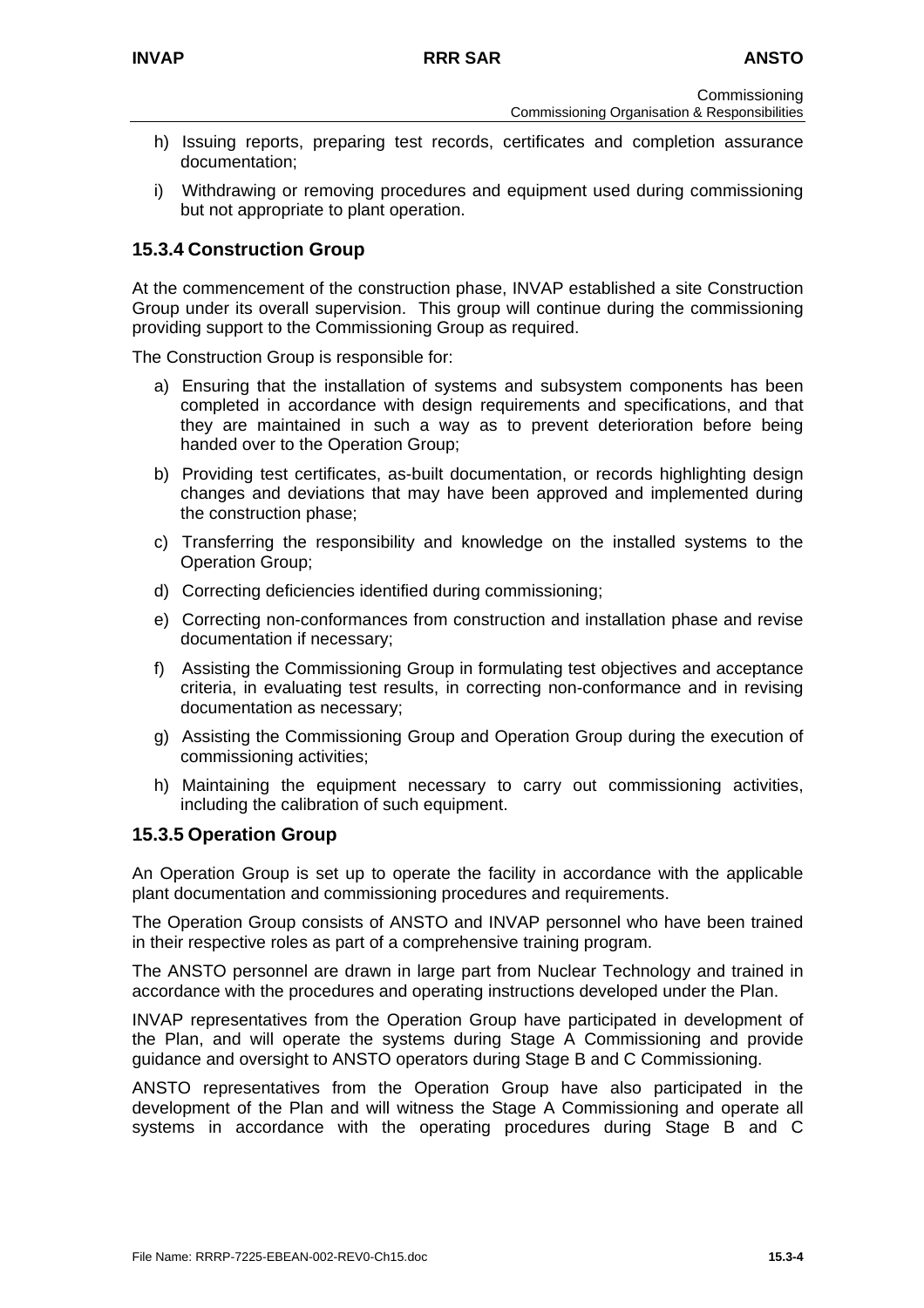h) Issuing reports, preparing test records, certificates and completion assurance documentation;

i) Withdrawing or removing procedures and equipment used during commissioning but not appropriate to plant operation.

### 15.3.4 Construction Group

At the commencement of the construction phase, INVAP established a site Construction Group under its overall supervision. This group will continue during the commissioning providing support to the Commissioning Group as required.

The Construction Group is responsible for:

a) Ensuring that the installation of systems and subsystem components has been completed in accordance with design requirements and specifications, and that they are maintained in such a way as to prevent deterioration before being handed over to the Operation Group;

b) Providing test certificates, as-built documentation, or records highlighting design changes and deviations that may have been approved and implemented during the construction phase;

c) Transferring the responsibility and knowledge on the installed systems to the Operation Group;

d) Correcting deficiencies identified during commissioning;

e) Correcting non-conformances from construction and installation phase and revise documentation if necessary;

f) Assisting the Commissioning Group in formulating test objectives and acceptance criteria, in evaluating test results, in correcting non-conformance and in revising documentation as necessary;

g) Assisting the Commissioning Group and Operation Group during the execution of commissioning activities;

h) Maintaining the equipment necessary to carry out commissioning activities, including the calibration of such equipment.

### 15.3.5 Operation Group

An Operation Group is set up to operate the facility in accordance with the applicable plant documentation and commissioning procedures and requirements.

The Operation Group consists of ANSTO and INVAP personnel who have been trained in their respective roles as part of a comprehensive training program.

The ANSTO personnel are drawn in large part from Nuclear Technology and trained in accordance with the procedures and operating instructions developed under the Plan.

INVAP representatives from the Operation Group have participated in development of the Plan, and will operate the systems during Stage A Commissioning and provide guidance and oversight to ANSTO operators during Stage B and C Commissioning.

ANSTO representatives from the Operation Group have also participated in the development of the Plan and will witness the Stage A Commissioning and operate all systems in accordance with the operating procedures during Stage B and C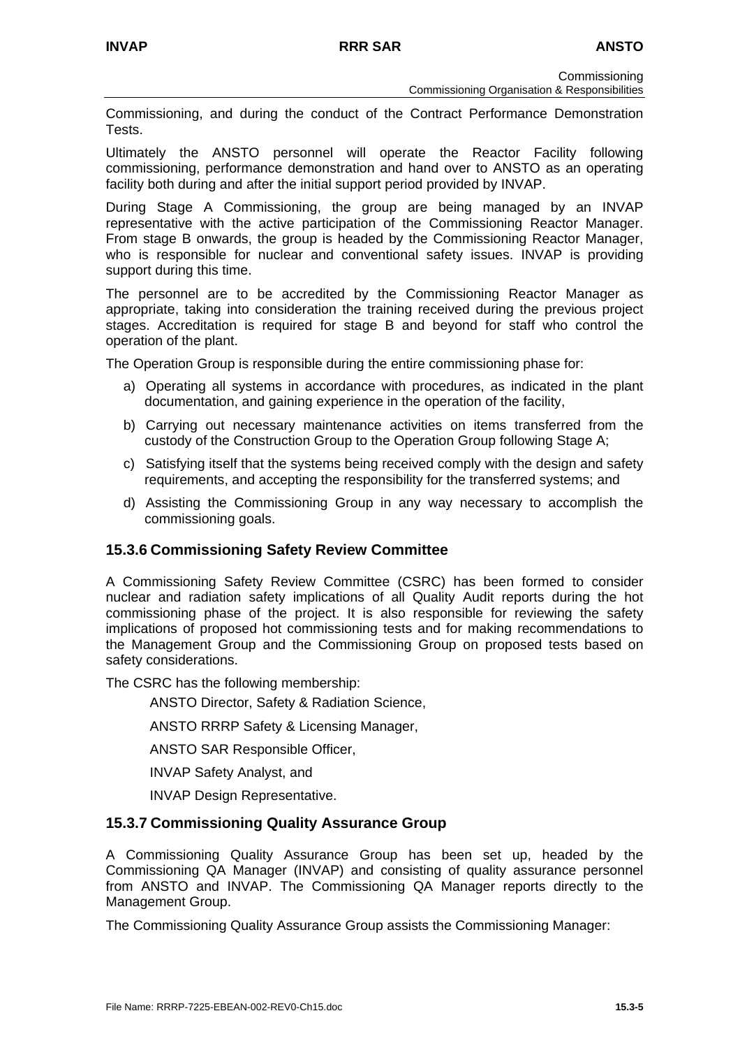Commissioning, and during the conduct of the Contract Performance Demonstration Tests.

Ultimately the ANSTO personnel will operate the Reactor Facility following commissioning, performance demonstration and hand over to ANSTO as an operating facility both during and after the initial support period provided by INVAP.

During Stage A Commissioning, the group are being managed by an INVAP representative with the active participation of the Commissioning Reactor Manager. From stage B onwards, the group is headed by the Commissioning Reactor Manager, who is responsible for nuclear and conventional safety issues. INVAP is providing support during this time.

The personnel are to be accredited by the Commissioning Reactor Manager as appropriate, taking into consideration the training received during the previous project stages. Accreditation is required for stage B and beyond for staff who control the operation of the plant.

The Operation Group is responsible during the entire commissioning phase for:

a) Operating all systems in accordance with procedures, as indicated in the plant documentation, and gaining experience in the operation of the facility,

b) Carrying out necessary maintenance activities on items transferred from the custody of the Construction Group to the Operation Group following Stage A;

c) Satisfying itself that the systems being received comply with the design and safety requirements, and accepting the responsibility for the transferred systems; and

d) Assisting the Commissioning Group in any way necessary to accomplish the commissioning goals.

### 15.3.6 Commissioning Safety Review Committee

A Commissioning Safety Review Committee (CSRC) has been formed to consider nuclear and radiation safety implications of all Quality Audit reports during the hot commissioning phase of the project. It is also responsible for reviewing the safety implications of proposed hot commissioning tests and for making recommendations to the Management Group and the Commissioning Group on proposed tests based on safety considerations.

The CSRC has the following membership:

ANSTO Director, Safety & Radiation Science,

ANSTO RRRP Safety & Licensing Manager,

ANSTO SAR Responsible Officer,

INVAP Safety Analyst, and

INVAP Design Representative.

### 15.3.7 Commissioning Quality Assurance Group

A Commissioning Quality Assurance Group has been set up, headed by the Commissioning QA Manager (INVAP) and consisting of quality assurance personnel from ANSTO and INVAP. The Commissioning QA Manager reports directly to the Management Group.

The Commissioning Quality Assurance Group assists the Commissioning Manager: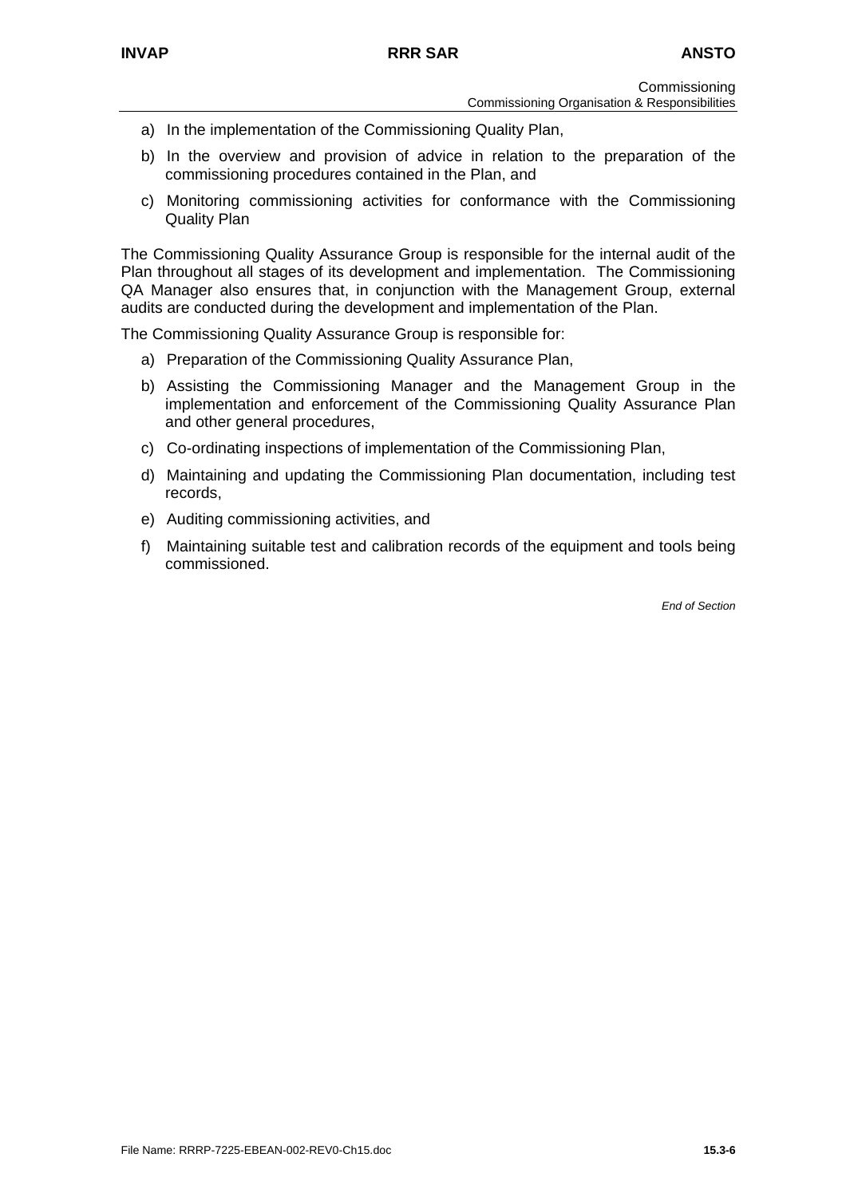a) In the implementation of the Commissioning Quality Plan,

b) In the overview and provision of advice in relation to the preparation of the commissioning procedures contained in the Plan, and

c) Monitoring commissioning activities for conformance with the Commissioning Quality Plan

The Commissioning Quality Assurance Group is responsible for the internal audit of the Plan throughout all stages of its development and implementation. The Commissioning QA Manager also ensures that, in conjunction with the Management Group, external audits are conducted during the development and implementation of the Plan.

The Commissioning Quality Assurance Group is responsible for:

a) Preparation of the Commissioning Quality Assurance Plan,

b) Assisting the Commissioning Manager and the Management Group in the implementation and enforcement of the Commissioning Quality Assurance Plan and other general procedures,

c) Co-ordinating inspections of implementation of the Commissioning Plan,

d) Maintaining and updating the Commissioning Plan documentation, including test records,

e) Auditing commissioning activities, and

f) Maintaining suitable test and calibration records of the equipment and tools being commissioned.

*End of Section*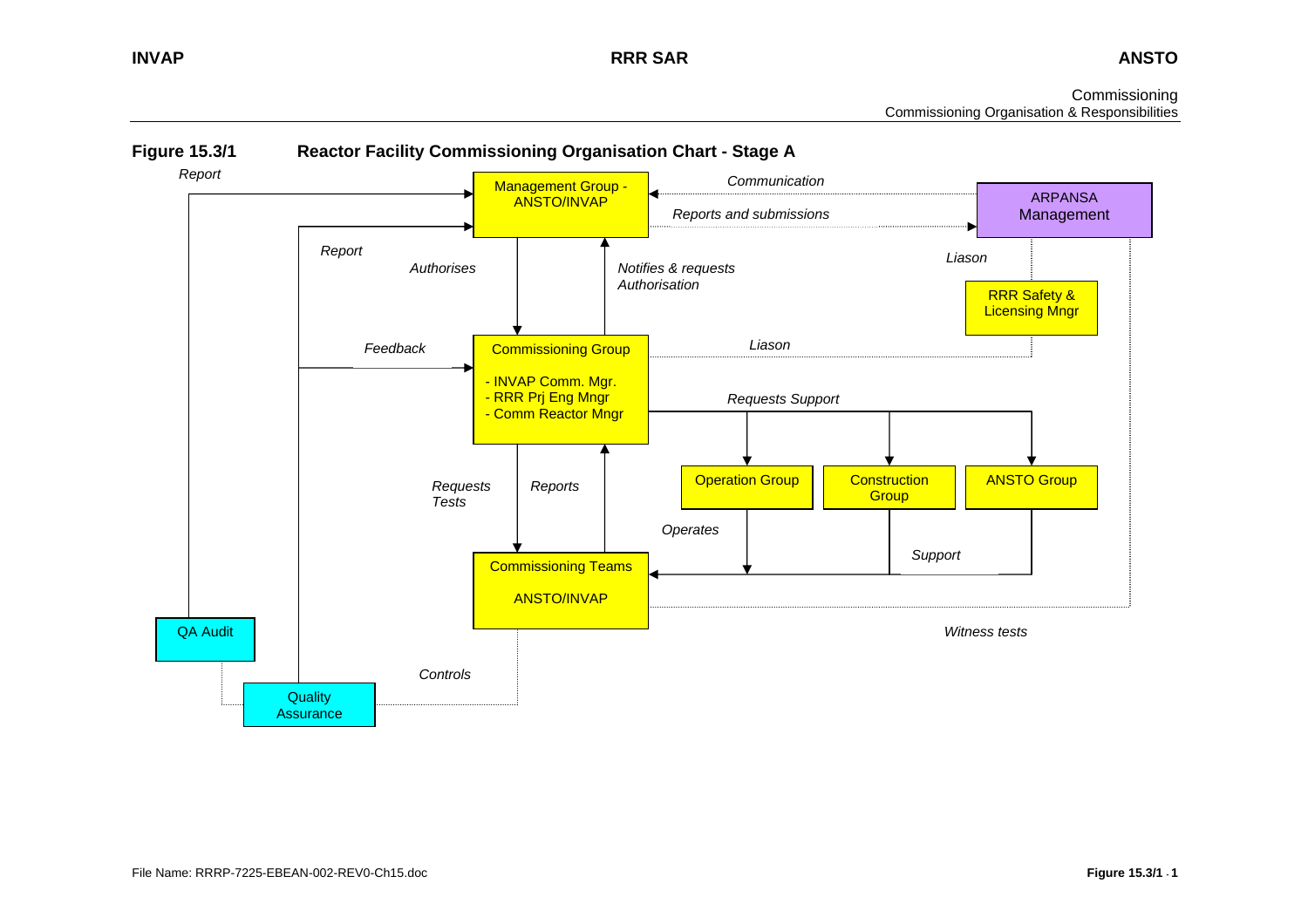**Figure 15.3/1 Reactor Facility Commissioning Organisation Chart - Stage A**

Report

Management Group - ANSTO/INVAP

Communication

Reports and submissions

ARPANSA Management

Report

Authorises

Notifies & requests Authorisation

Liason

RRR Safety & Licensing Mngr

Feedback

Commissioning Group

- INVAP Comm. Mgr.
- RRR Prj Eng Mngr
- Comm Reactor Mngr

Liason

Requests Support

Operation Group

Construction Group

ANSTO Group

Requests Tests

Reports

Operates

Support

Commissioning Teams

ANSTO/INVAP

Witness tests

QA Audit

Controls

Quality Assurance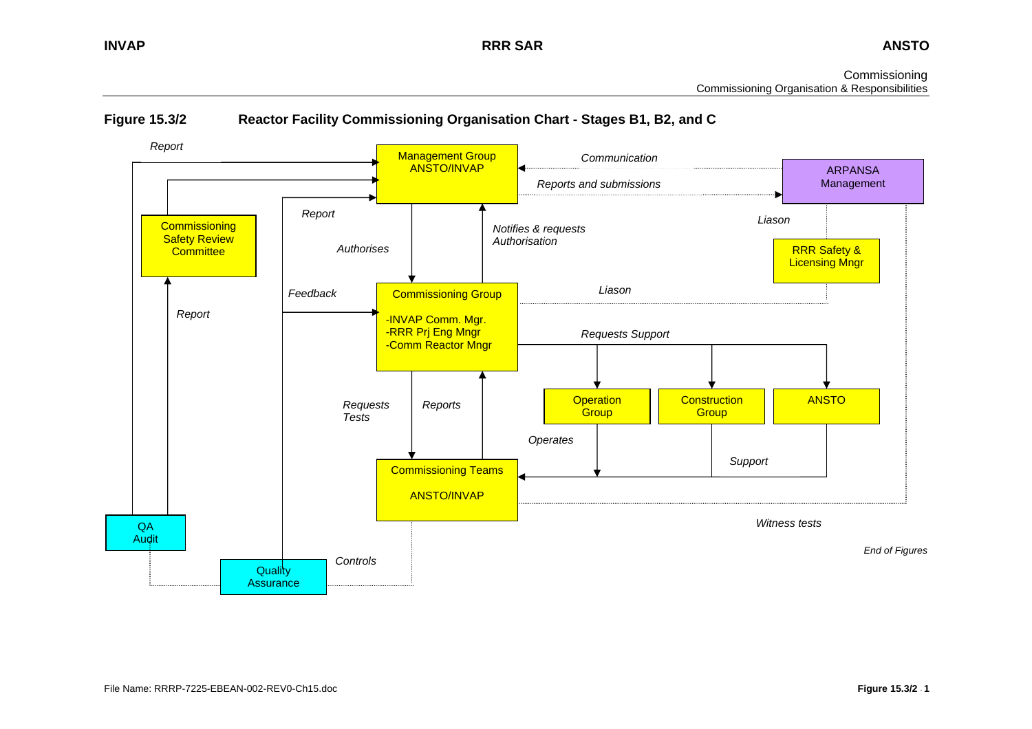**Figure 15.3/2 Reactor Facility Commissioning Organisation Chart - Stages B1, B2, and C**

Management Group
ANSTO/INVAP

ARPANSA
Management

Communication

Reports and submissions

Report

Commissioning Safety Review Committee

Report

Authorises

Notifies & requests Authorisation

Liason

RRR Safety & Licensing Mngr

Feedback

Commissioning Group

-INVAP Comm. Mgr.
-RRR Prj Eng Mngr
-Comm Reactor Mngr

Liason

Report

Requests Support

Operation Group

Construction Group

ANSTO

Requests Tests

Reports

Operates

Support

Commissioning Teams

ANSTO/INVAP

Witness tests

QA
Audit

Quality Assurance

Controls

*End of Figures*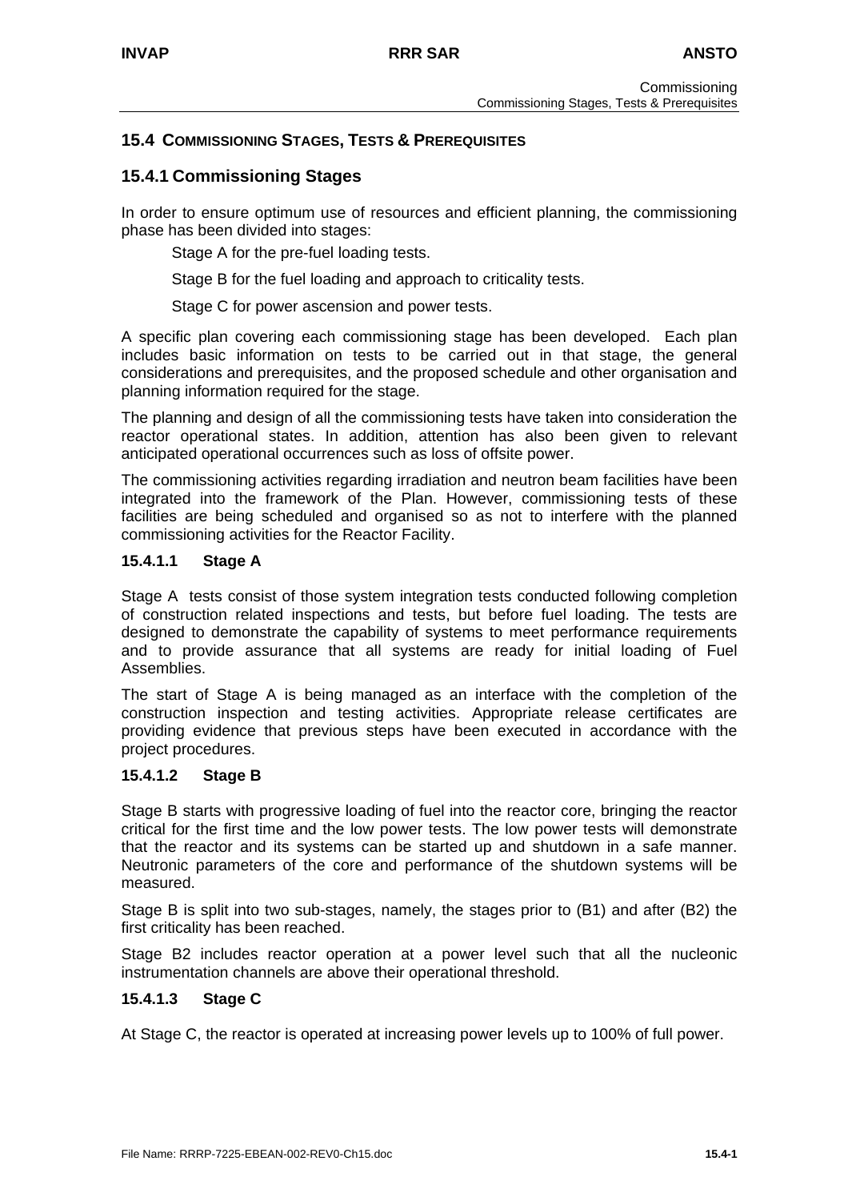## 15.4 COMMISSIONING STAGES, TESTS & PREREQUISITES

### 15.4.1 Commissioning Stages

In order to ensure optimum use of resources and efficient planning, the commissioning phase has been divided into stages:

Stage A for the pre-fuel loading tests.

Stage B for the fuel loading and approach to criticality tests.

Stage C for power ascension and power tests.

A specific plan covering each commissioning stage has been developed. Each plan includes basic information on tests to be carried out in that stage, the general considerations and prerequisites, and the proposed schedule and other organisation and planning information required for the stage.

The planning and design of all the commissioning tests have taken into consideration the reactor operational states. In addition, attention has also been given to relevant anticipated operational occurrences such as loss of offsite power.

The commissioning activities regarding irradiation and neutron beam facilities have been integrated into the framework of the Plan. However, commissioning tests of these facilities are being scheduled and organised so as not to interfere with the planned commissioning activities for the Reactor Facility.

#### 15.4.1.1 Stage A

Stage A tests consist of those system integration tests conducted following completion of construction related inspections and tests, but before fuel loading. The tests are designed to demonstrate the capability of systems to meet performance requirements and to provide assurance that all systems are ready for initial loading of Fuel Assemblies.

The start of Stage A is being managed as an interface with the completion of the construction inspection and testing activities. Appropriate release certificates are providing evidence that previous steps have been executed in accordance with the project procedures.

#### 15.4.1.2 Stage B

Stage B starts with progressive loading of fuel into the reactor core, bringing the reactor critical for the first time and the low power tests. The low power tests will demonstrate that the reactor and its systems can be started up and shutdown in a safe manner. Neutronic parameters of the core and performance of the shutdown systems will be measured.

Stage B is split into two sub-stages, namely, the stages prior to (B1) and after (B2) the first criticality has been reached.

Stage B2 includes reactor operation at a power level such that all the nucleonic instrumentation channels are above their operational threshold.

#### 15.4.1.3 Stage C

At Stage C, the reactor is operated at increasing power levels up to 100% of full power.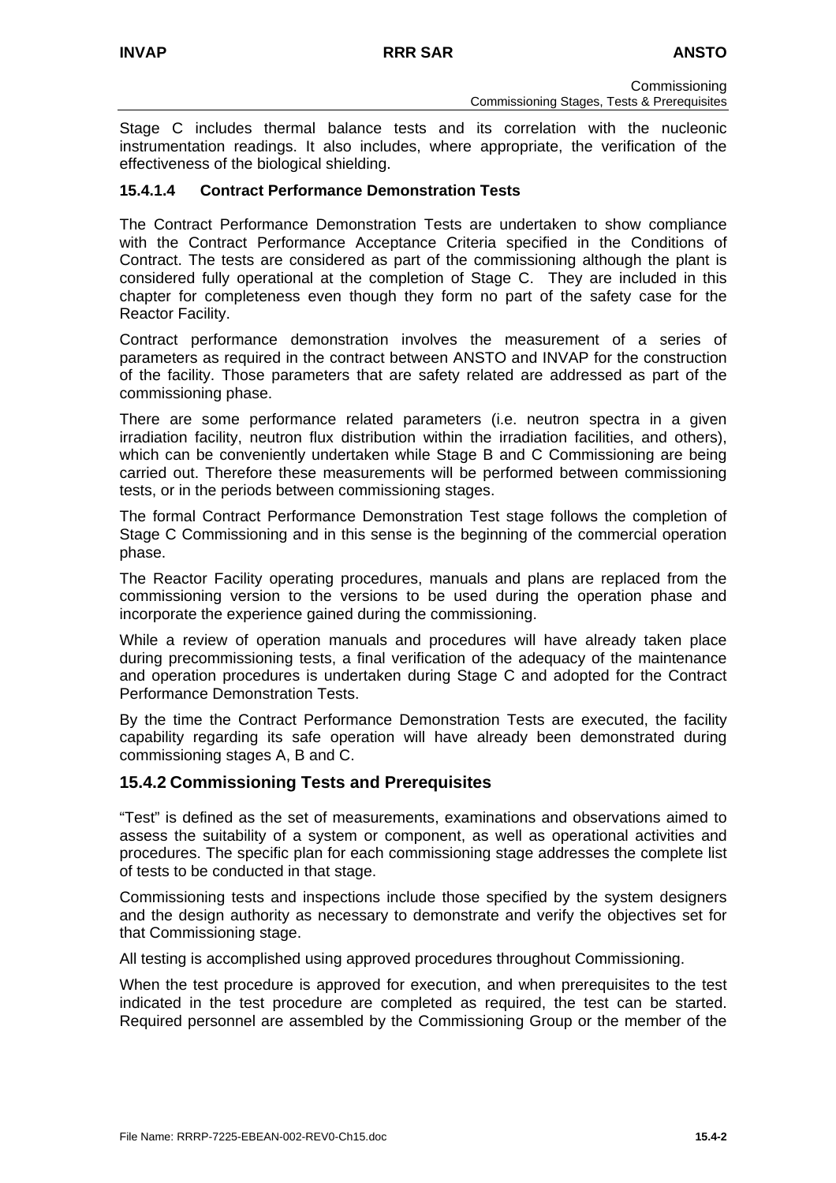Stage C includes thermal balance tests and its correlation with the nucleonic instrumentation readings. It also includes, where appropriate, the verification of the effectiveness of the biological shielding.

#### 15.4.1.4 Contract Performance Demonstration Tests

The Contract Performance Demonstration Tests are undertaken to show compliance with the Contract Performance Acceptance Criteria specified in the Conditions of Contract. The tests are considered as part of the commissioning although the plant is considered fully operational at the completion of Stage C. They are included in this chapter for completeness even though they form no part of the safety case for the Reactor Facility.

Contract performance demonstration involves the measurement of a series of parameters as required in the contract between ANSTO and INVAP for the construction of the facility. Those parameters that are safety related are addressed as part of the commissioning phase.

There are some performance related parameters (i.e. neutron spectra in a given irradiation facility, neutron flux distribution within the irradiation facilities, and others), which can be conveniently undertaken while Stage B and C Commissioning are being carried out. Therefore these measurements will be performed between commissioning tests, or in the periods between commissioning stages.

The formal Contract Performance Demonstration Test stage follows the completion of Stage C Commissioning and in this sense is the beginning of the commercial operation phase.

The Reactor Facility operating procedures, manuals and plans are replaced from the commissioning version to the versions to be used during the operation phase and incorporate the experience gained during the commissioning.

While a review of operation manuals and procedures will have already taken place during precommissioning tests, a final verification of the adequacy of the maintenance and operation procedures is undertaken during Stage C and adopted for the Contract Performance Demonstration Tests.

By the time the Contract Performance Demonstration Tests are executed, the facility capability regarding its safe operation will have already been demonstrated during commissioning stages A, B and C.

### 15.4.2 Commissioning Tests and Prerequisites

“Test” is defined as the set of measurements, examinations and observations aimed to assess the suitability of a system or component, as well as operational activities and procedures. The specific plan for each commissioning stage addresses the complete list of tests to be conducted in that stage.

Commissioning tests and inspections include those specified by the system designers and the design authority as necessary to demonstrate and verify the objectives set for that Commissioning stage.

All testing is accomplished using approved procedures throughout Commissioning.

When the test procedure is approved for execution, and when prerequisites to the test indicated in the test procedure are completed as required, the test can be started. Required personnel are assembled by the Commissioning Group or the member of the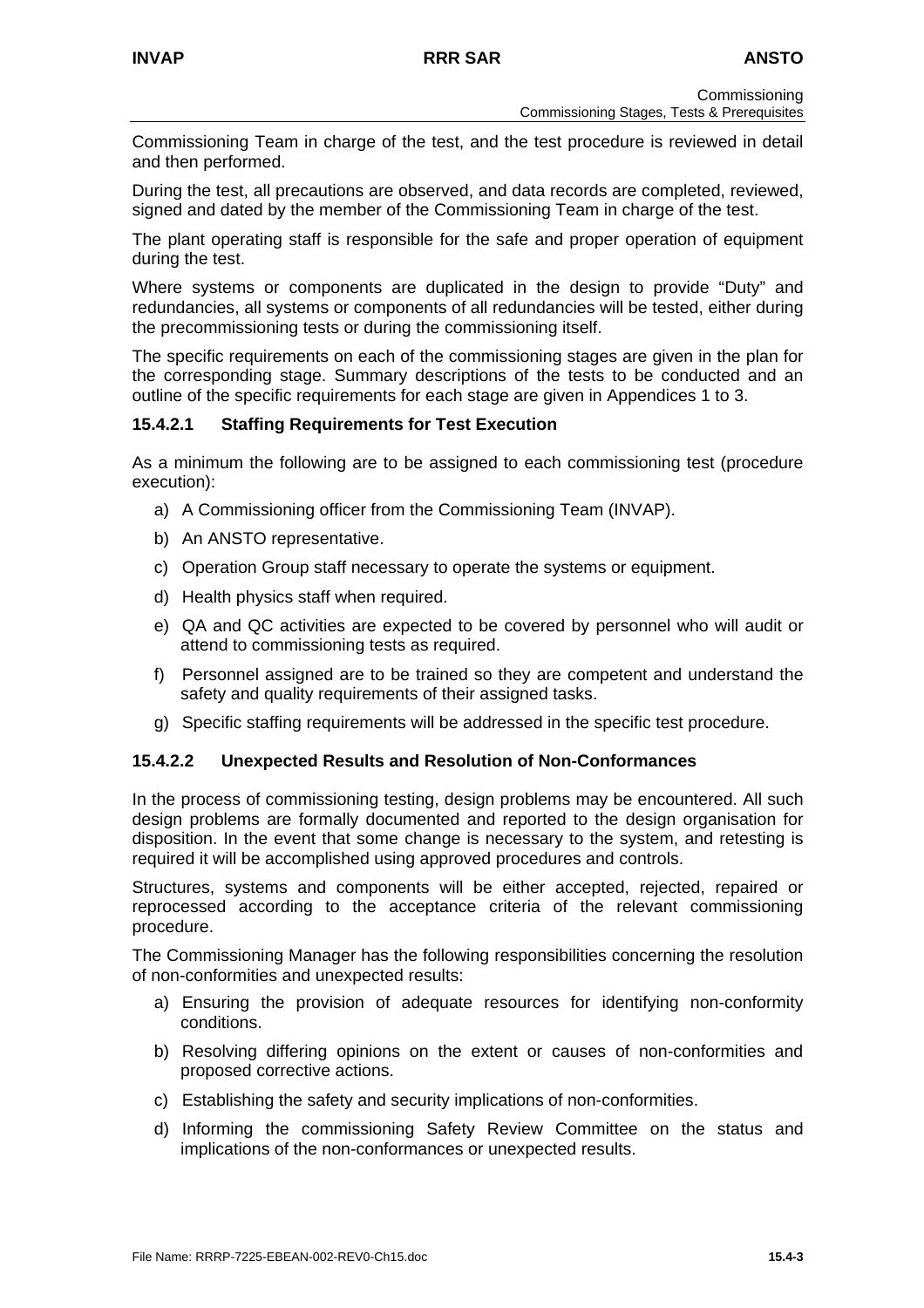Commissioning Team in charge of the test, and the test procedure is reviewed in detail and then performed.

During the test, all precautions are observed, and data records are completed, reviewed, signed and dated by the member of the Commissioning Team in charge of the test.

The plant operating staff is responsible for the safe and proper operation of equipment during the test.

Where systems or components are duplicated in the design to provide "Duty" and redundancies, all systems or components of all redundancies will be tested, either during the precommissioning tests or during the commissioning itself.

The specific requirements on each of the commissioning stages are given in the plan for the corresponding stage. Summary descriptions of the tests to be conducted and an outline of the specific requirements for each stage are given in Appendices 1 to 3.

#### 15.4.2.1 Staffing Requirements for Test Execution

As a minimum the following are to be assigned to each commissioning test (procedure execution):

a) A Commissioning officer from the Commissioning Team (INVAP).

b) An ANSTO representative.

c) Operation Group staff necessary to operate the systems or equipment.

d) Health physics staff when required.

e) QA and QC activities are expected to be covered by personnel who will audit or attend to commissioning tests as required.

f) Personnel assigned are to be trained so they are competent and understand the safety and quality requirements of their assigned tasks.

g) Specific staffing requirements will be addressed in the specific test procedure.

#### 15.4.2.2 Unexpected Results and Resolution of Non-Conformances

In the process of commissioning testing, design problems may be encountered. All such design problems are formally documented and reported to the design organisation for disposition. In the event that some change is necessary to the system, and retesting is required it will be accomplished using approved procedures and controls.

Structures, systems and components will be either accepted, rejected, repaired or reprocessed according to the acceptance criteria of the relevant commissioning procedure.

The Commissioning Manager has the following responsibilities concerning the resolution of non-conformities and unexpected results:

a) Ensuring the provision of adequate resources for identifying non-conformity conditions.

b) Resolving differing opinions on the extent or causes of non-conformities and proposed corrective actions.

c) Establishing the safety and security implications of non-conformities.

d) Informing the commissioning Safety Review Committee on the status and implications of the non-conformances or unexpected results.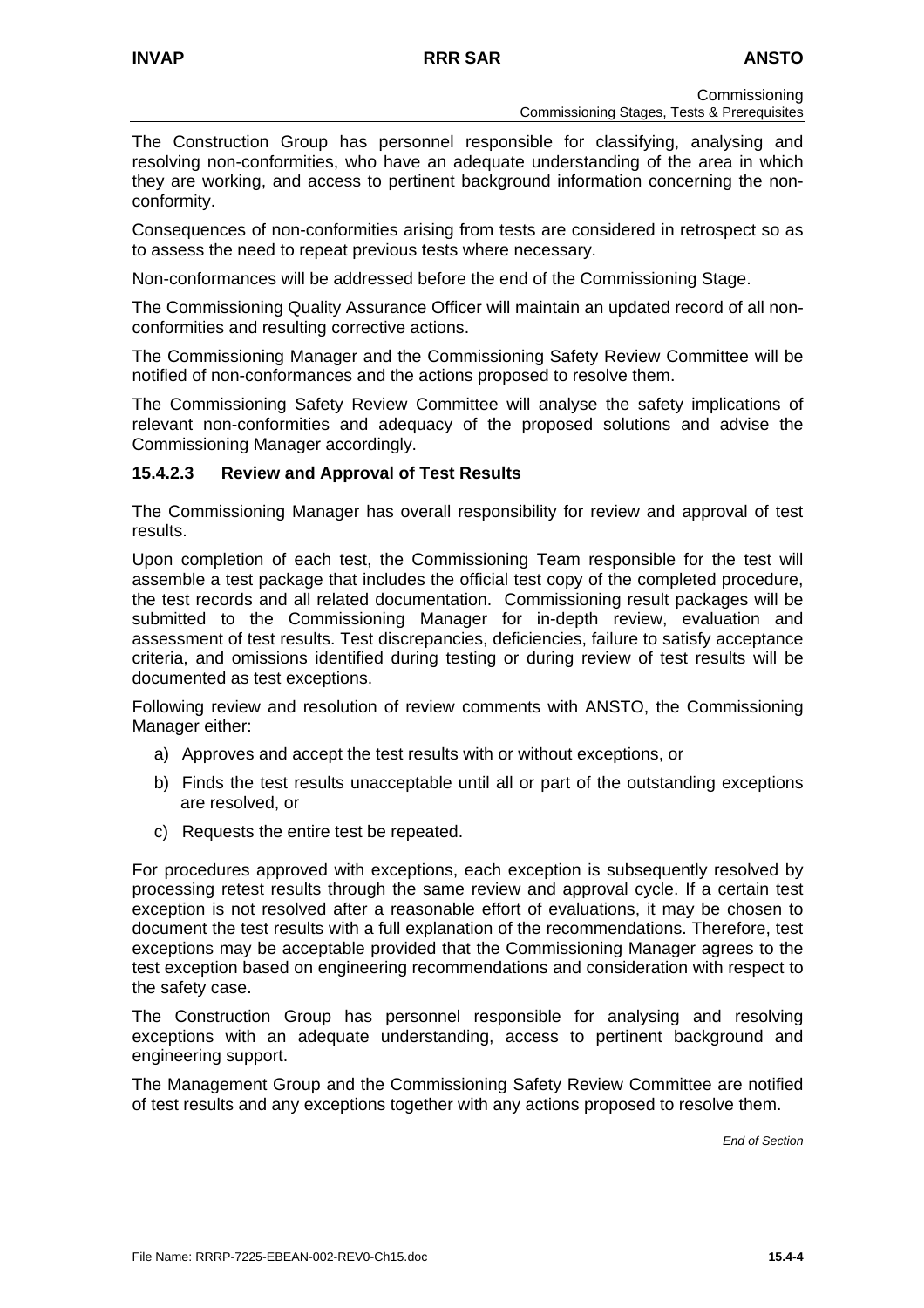The Construction Group has personnel responsible for classifying, analysing and resolving non-conformities, who have an adequate understanding of the area in which they are working, and access to pertinent background information concerning the non-conformity.

Consequences of non-conformities arising from tests are considered in retrospect so as to assess the need to repeat previous tests where necessary.

Non-conformances will be addressed before the end of the Commissioning Stage.

The Commissioning Quality Assurance Officer will maintain an updated record of all non-conformities and resulting corrective actions.

The Commissioning Manager and the Commissioning Safety Review Committee will be notified of non-conformances and the actions proposed to resolve them.

The Commissioning Safety Review Committee will analyse the safety implications of relevant non-conformities and adequacy of the proposed solutions and advise the Commissioning Manager accordingly.

#### 15.4.2.3 Review and Approval of Test Results

The Commissioning Manager has overall responsibility for review and approval of test results.

Upon completion of each test, the Commissioning Team responsible for the test will assemble a test package that includes the official test copy of the completed procedure, the test records and all related documentation. Commissioning result packages will be submitted to the Commissioning Manager for in-depth review, evaluation and assessment of test results. Test discrepancies, deficiencies, failure to satisfy acceptance criteria, and omissions identified during testing or during review of test results will be documented as test exceptions.

Following review and resolution of review comments with ANSTO, the Commissioning Manager either:

a) Approves and accept the test results with or without exceptions, or

b) Finds the test results unacceptable until all or part of the outstanding exceptions are resolved, or

c) Requests the entire test be repeated.

For procedures approved with exceptions, each exception is subsequently resolved by processing retest results through the same review and approval cycle. If a certain test exception is not resolved after a reasonable effort of evaluations, it may be chosen to document the test results with a full explanation of the recommendations. Therefore, test exceptions may be acceptable provided that the Commissioning Manager agrees to the test exception based on engineering recommendations and consideration with respect to the safety case.

The Construction Group has personnel responsible for analysing and resolving exceptions with an adequate understanding, access to pertinent background and engineering support.

The Management Group and the Commissioning Safety Review Committee are notified of test results and any exceptions together with any actions proposed to resolve them.

*End of Section*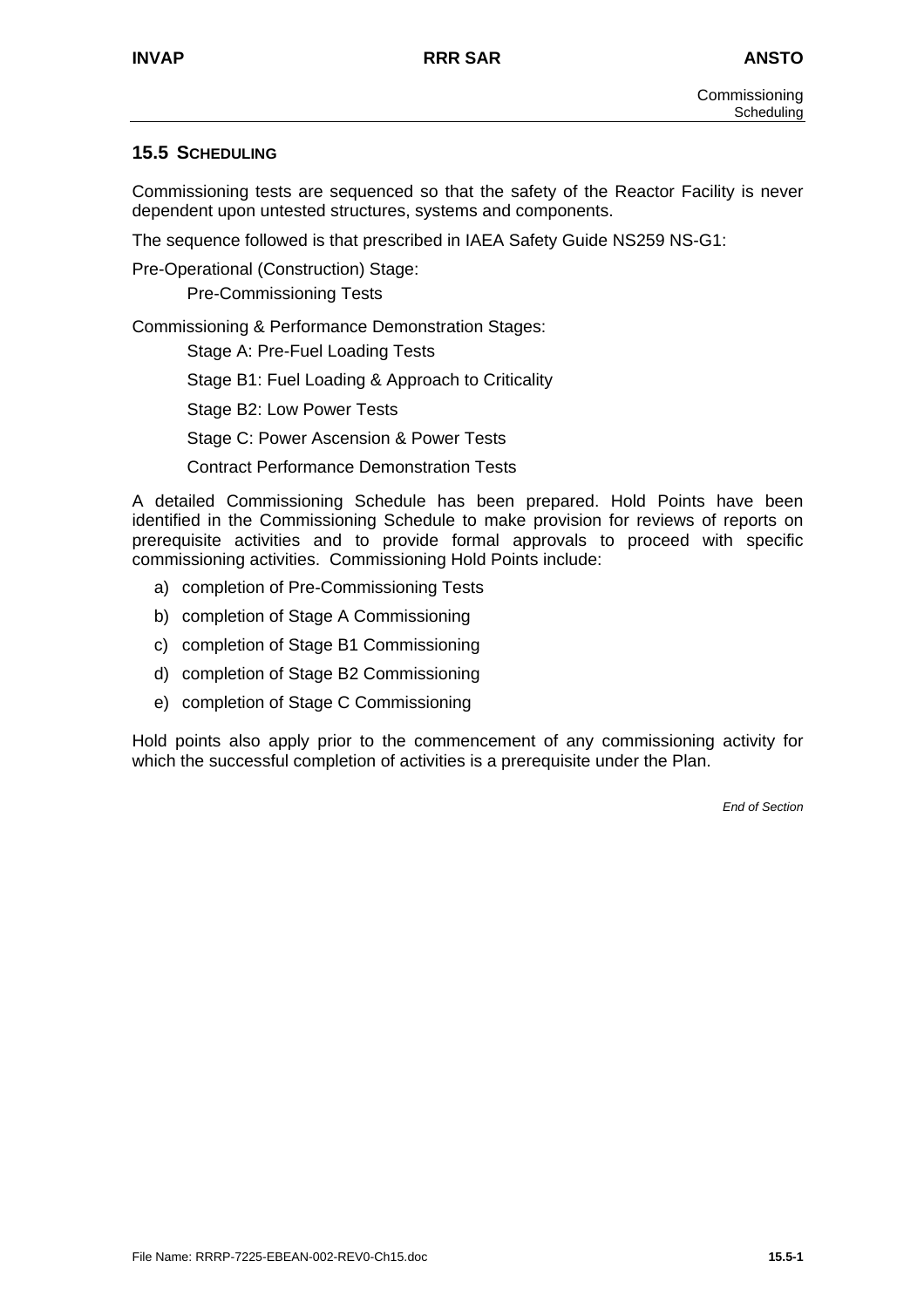## 15.5 SCHEDULING

Commissioning tests are sequenced so that the safety of the Reactor Facility is never dependent upon untested structures, systems and components.

The sequence followed is that prescribed in IAEA Safety Guide NS259 NS-G1:

Pre-Operational (Construction) Stage:

Pre-Commissioning Tests

Commissioning & Performance Demonstration Stages:

Stage A: Pre-Fuel Loading Tests

Stage B1: Fuel Loading & Approach to Criticality

Stage B2: Low Power Tests

Stage C: Power Ascension & Power Tests

Contract Performance Demonstration Tests

A detailed Commissioning Schedule has been prepared. Hold Points have been identified in the Commissioning Schedule to make provision for reviews of reports on prerequisite activities and to provide formal approvals to proceed with specific commissioning activities. Commissioning Hold Points include:

a) completion of Pre-Commissioning Tests
b) completion of Stage A Commissioning
c) completion of Stage B1 Commissioning
d) completion of Stage B2 Commissioning
e) completion of Stage C Commissioning

Hold points also apply prior to the commencement of any commissioning activity for which the successful completion of activities is a prerequisite under the Plan.

*End of Section*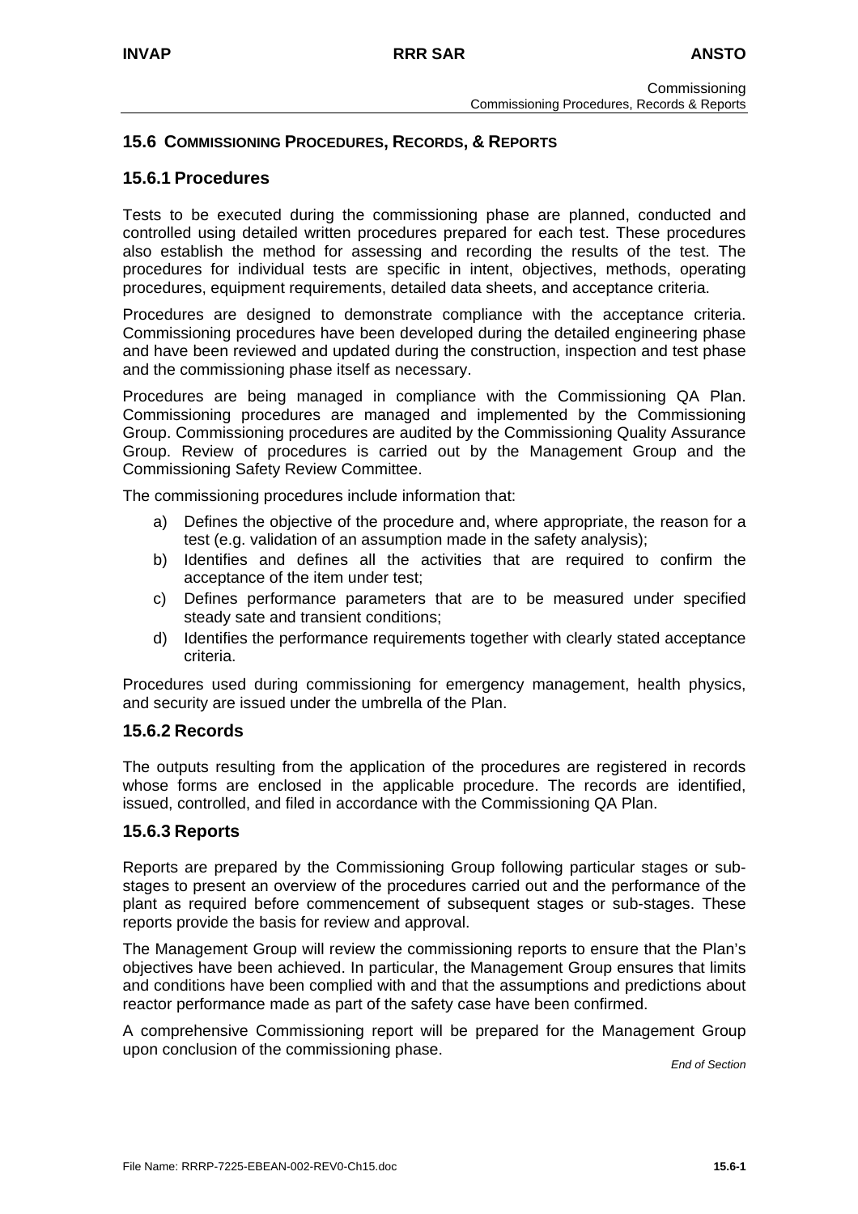## 15.6 COMMISSIONING PROCEDURES, RECORDS, & REPORTS

### 15.6.1 Procedures

Tests to be executed during the commissioning phase are planned, conducted and controlled using detailed written procedures prepared for each test. These procedures also establish the method for assessing and recording the results of the test. The procedures for individual tests are specific in intent, objectives, methods, operating procedures, equipment requirements, detailed data sheets, and acceptance criteria.

Procedures are designed to demonstrate compliance with the acceptance criteria. Commissioning procedures have been developed during the detailed engineering phase and have been reviewed and updated during the construction, inspection and test phase and the commissioning phase itself as necessary.

Procedures are being managed in compliance with the Commissioning QA Plan. Commissioning procedures are managed and implemented by the Commissioning Group. Commissioning procedures are audited by the Commissioning Quality Assurance Group. Review of procedures is carried out by the Management Group and the Commissioning Safety Review Committee.

The commissioning procedures include information that:

a) Defines the objective of the procedure and, where appropriate, the reason for a test (e.g. validation of an assumption made in the safety analysis);
b) Identifies and defines all the activities that are required to confirm the acceptance of the item under test;
c) Defines performance parameters that are to be measured under specified steady sate and transient conditions;
d) Identifies the performance requirements together with clearly stated acceptance criteria.

Procedures used during commissioning for emergency management, health physics, and security are issued under the umbrella of the Plan.

### 15.6.2 Records

The outputs resulting from the application of the procedures are registered in records whose forms are enclosed in the applicable procedure. The records are identified, issued, controlled, and filed in accordance with the Commissioning QA Plan.

### 15.6.3 Reports

Reports are prepared by the Commissioning Group following particular stages or sub-stages to present an overview of the procedures carried out and the performance of the plant as required before commencement of subsequent stages or sub-stages. These reports provide the basis for review and approval.

The Management Group will review the commissioning reports to ensure that the Plan's objectives have been achieved. In particular, the Management Group ensures that limits and conditions have been complied with and that the assumptions and predictions about reactor performance made as part of the safety case have been confirmed.

A comprehensive Commissioning report will be prepared for the Management Group upon conclusion of the commissioning phase.

*End of Section*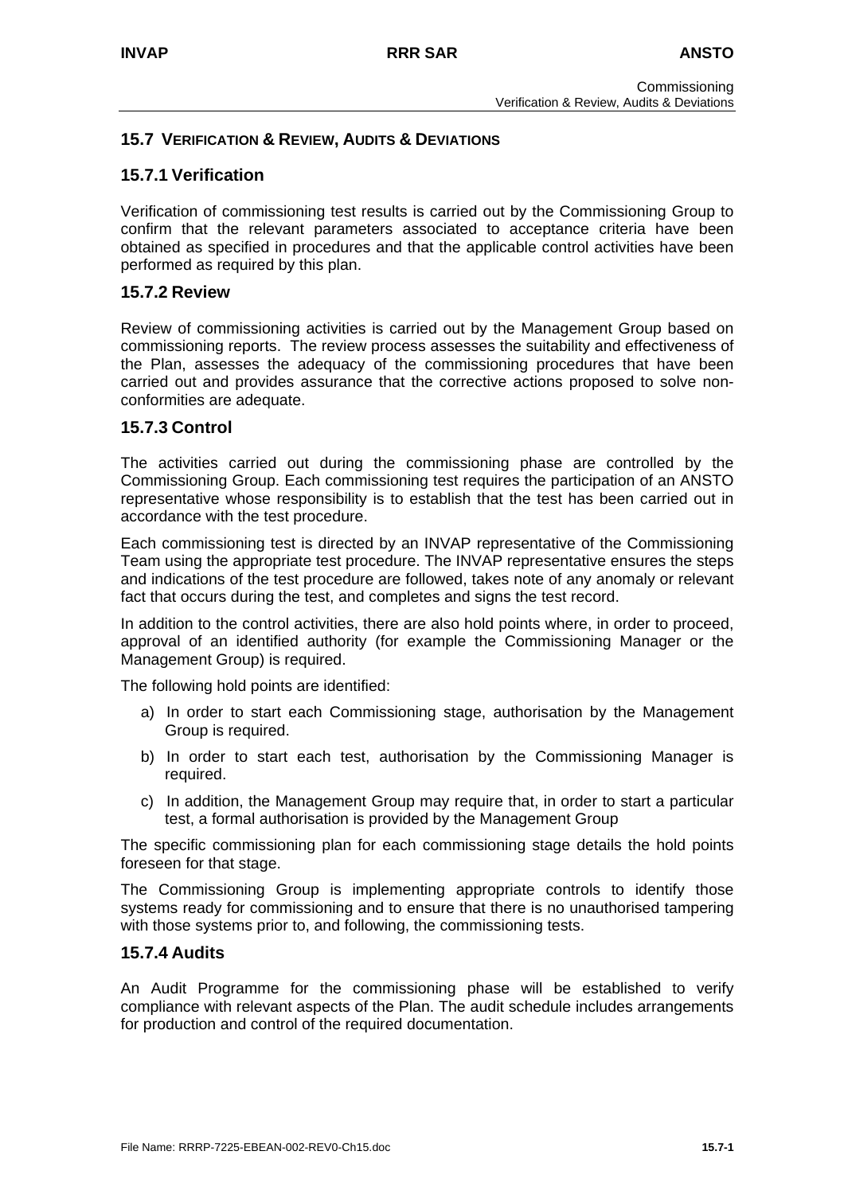## 15.7 VERIFICATION & REVIEW, AUDITS & DEVIATIONS

### 15.7.1 Verification

Verification of commissioning test results is carried out by the Commissioning Group to confirm that the relevant parameters associated to acceptance criteria have been obtained as specified in procedures and that the applicable control activities have been performed as required by this plan.

### 15.7.2 Review

Review of commissioning activities is carried out by the Management Group based on commissioning reports. The review process assesses the suitability and effectiveness of the Plan, assesses the adequacy of the commissioning procedures that have been carried out and provides assurance that the corrective actions proposed to solve non-conformities are adequate.

### 15.7.3 Control

The activities carried out during the commissioning phase are controlled by the Commissioning Group. Each commissioning test requires the participation of an ANSTO representative whose responsibility is to establish that the test has been carried out in accordance with the test procedure.

Each commissioning test is directed by an INVAP representative of the Commissioning Team using the appropriate test procedure. The INVAP representative ensures the steps and indications of the test procedure are followed, takes note of any anomaly or relevant fact that occurs during the test, and completes and signs the test record.

In addition to the control activities, there are also hold points where, in order to proceed, approval of an identified authority (for example the Commissioning Manager or the Management Group) is required.

The following hold points are identified:

a) In order to start each Commissioning stage, authorisation by the Management Group is required.

b) In order to start each test, authorisation by the Commissioning Manager is required.

c) In addition, the Management Group may require that, in order to start a particular test, a formal authorisation is provided by the Management Group

The specific commissioning plan for each commissioning stage details the hold points foreseen for that stage.

The Commissioning Group is implementing appropriate controls to identify those systems ready for commissioning and to ensure that there is no unauthorised tampering with those systems prior to, and following, the commissioning tests.

### 15.7.4 Audits

An Audit Programme for the commissioning phase will be established to verify compliance with relevant aspects of the Plan. The audit schedule includes arrangements for production and control of the required documentation.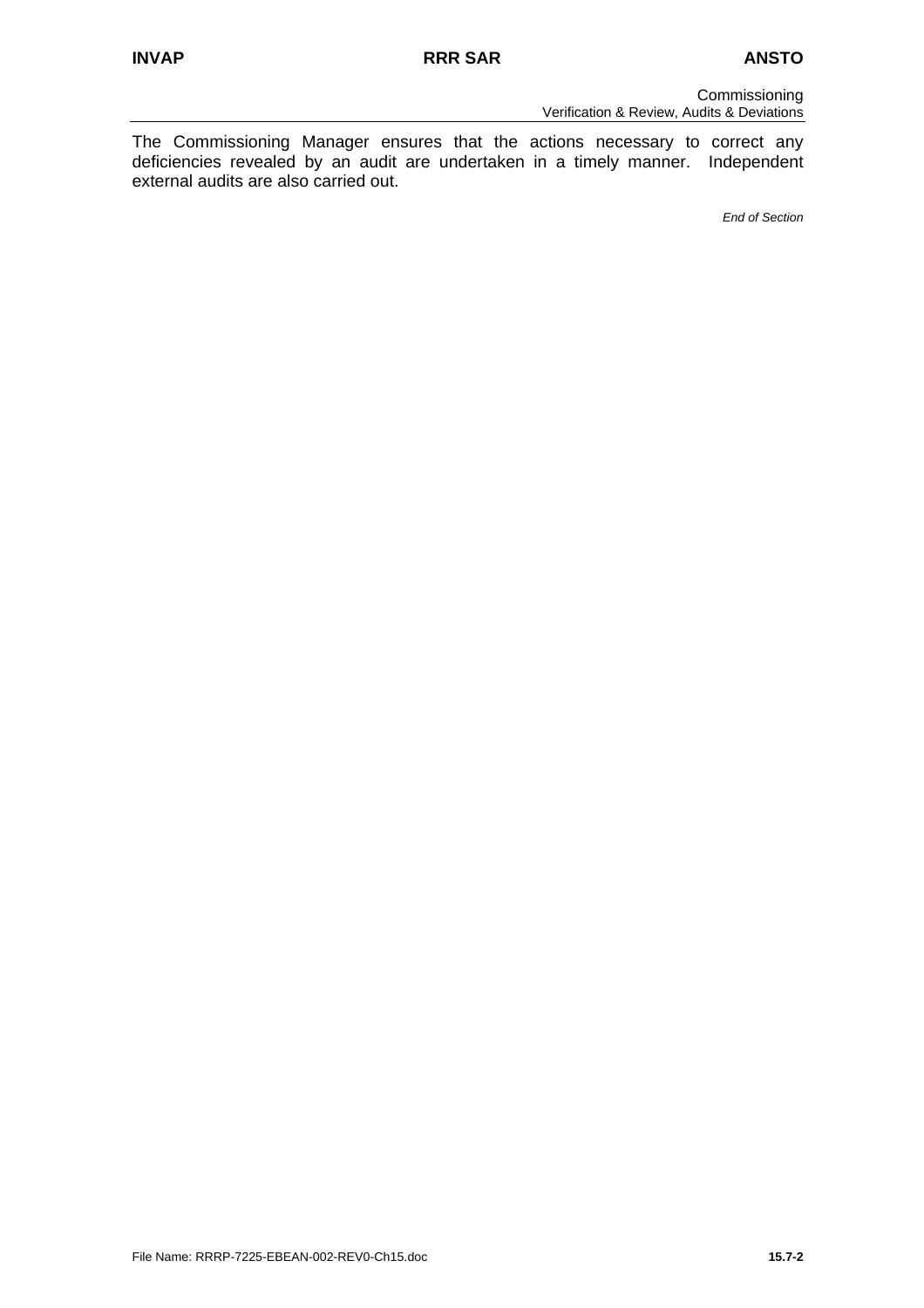The Commissioning Manager ensures that the actions necessary to correct any deficiencies revealed by an audit are undertaken in a timely manner. Independent external audits are also carried out.

*End of Section*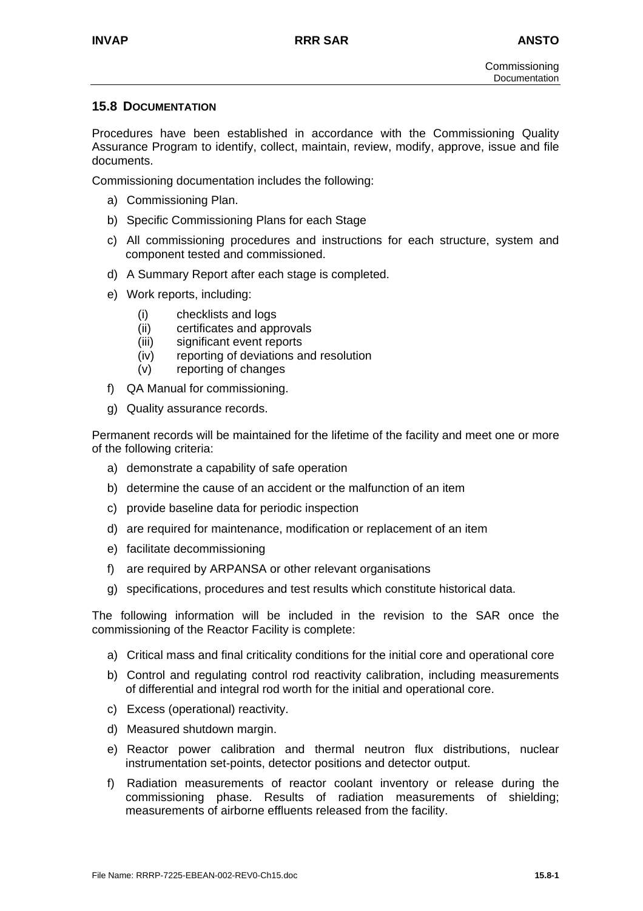## 15.8 DOCUMENTATION

Procedures have been established in accordance with the Commissioning Quality Assurance Program to identify, collect, maintain, review, modify, approve, issue and file documents.

Commissioning documentation includes the following:

a) Commissioning Plan.

b) Specific Commissioning Plans for each Stage

c) All commissioning procedures and instructions for each structure, system and component tested and commissioned.

d) A Summary Report after each stage is completed.

e) Work reports, including:

   (i) checklists and logs
   (ii) certificates and approvals
   (iii) significant event reports
   (iv) reporting of deviations and resolution
   (v) reporting of changes

f) QA Manual for commissioning.

g) Quality assurance records.

Permanent records will be maintained for the lifetime of the facility and meet one or more of the following criteria:

a) demonstrate a capability of safe operation

b) determine the cause of an accident or the malfunction of an item

c) provide baseline data for periodic inspection

d) are required for maintenance, modification or replacement of an item

e) facilitate decommissioning

f) are required by ARPANSA or other relevant organisations

g) specifications, procedures and test results which constitute historical data.

The following information will be included in the revision to the SAR once the commissioning of the Reactor Facility is complete:

a) Critical mass and final criticality conditions for the initial core and operational core

b) Control and regulating control rod reactivity calibration, including measurements of differential and integral rod worth for the initial and operational core.

c) Excess (operational) reactivity.

d) Measured shutdown margin.

e) Reactor power calibration and thermal neutron flux distributions, nuclear instrumentation set-points, detector positions and detector output.

f) Radiation measurements of reactor coolant inventory or release during the commissioning phase. Results of radiation measurements of shielding; measurements of airborne effluents released from the facility.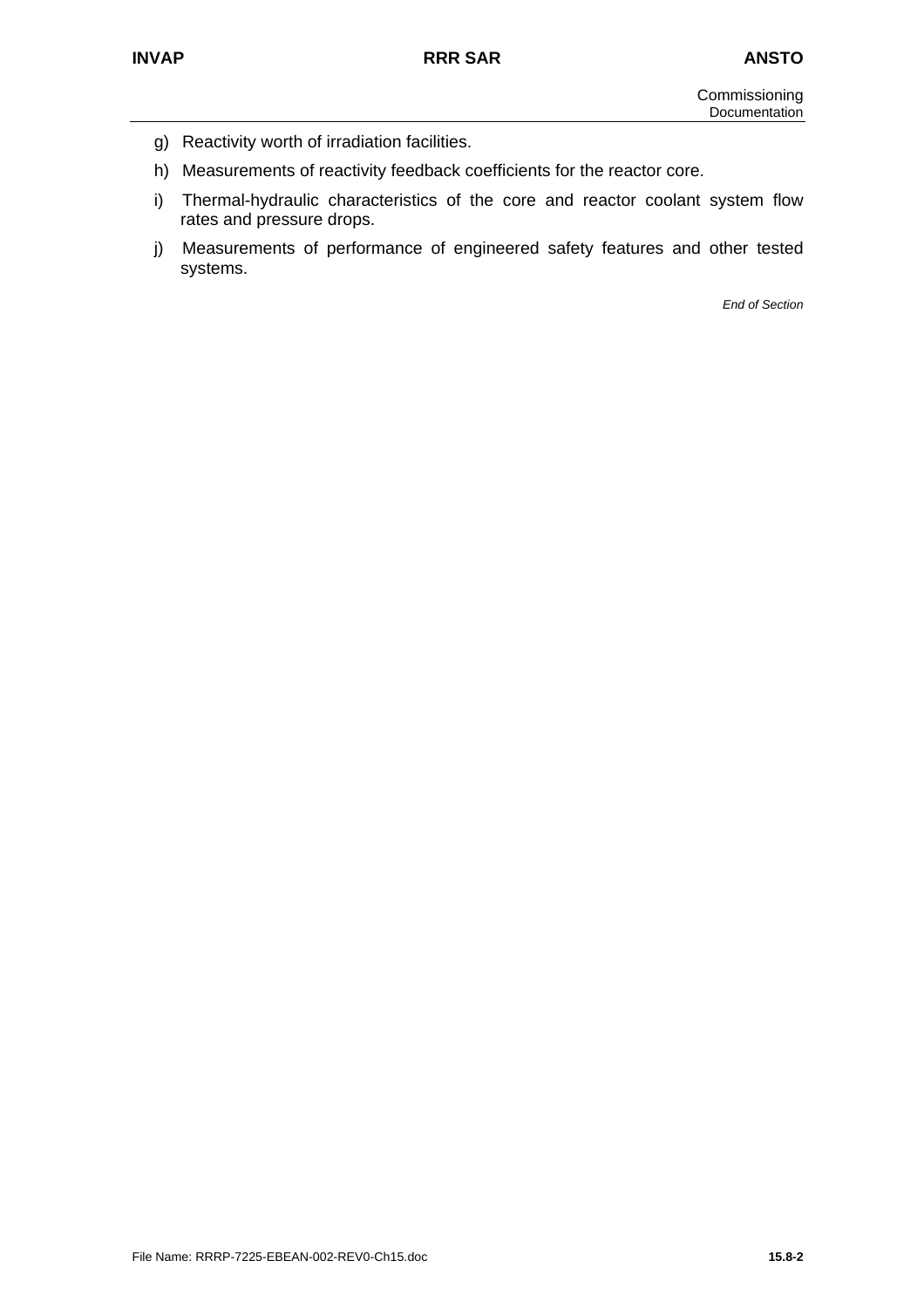g) Reactivity worth of irradiation facilities.

h) Measurements of reactivity feedback coefficients for the reactor core.

i) Thermal-hydraulic characteristics of the core and reactor coolant system flow rates and pressure drops.

j) Measurements of performance of engineered safety features and other tested systems.

*End of Section*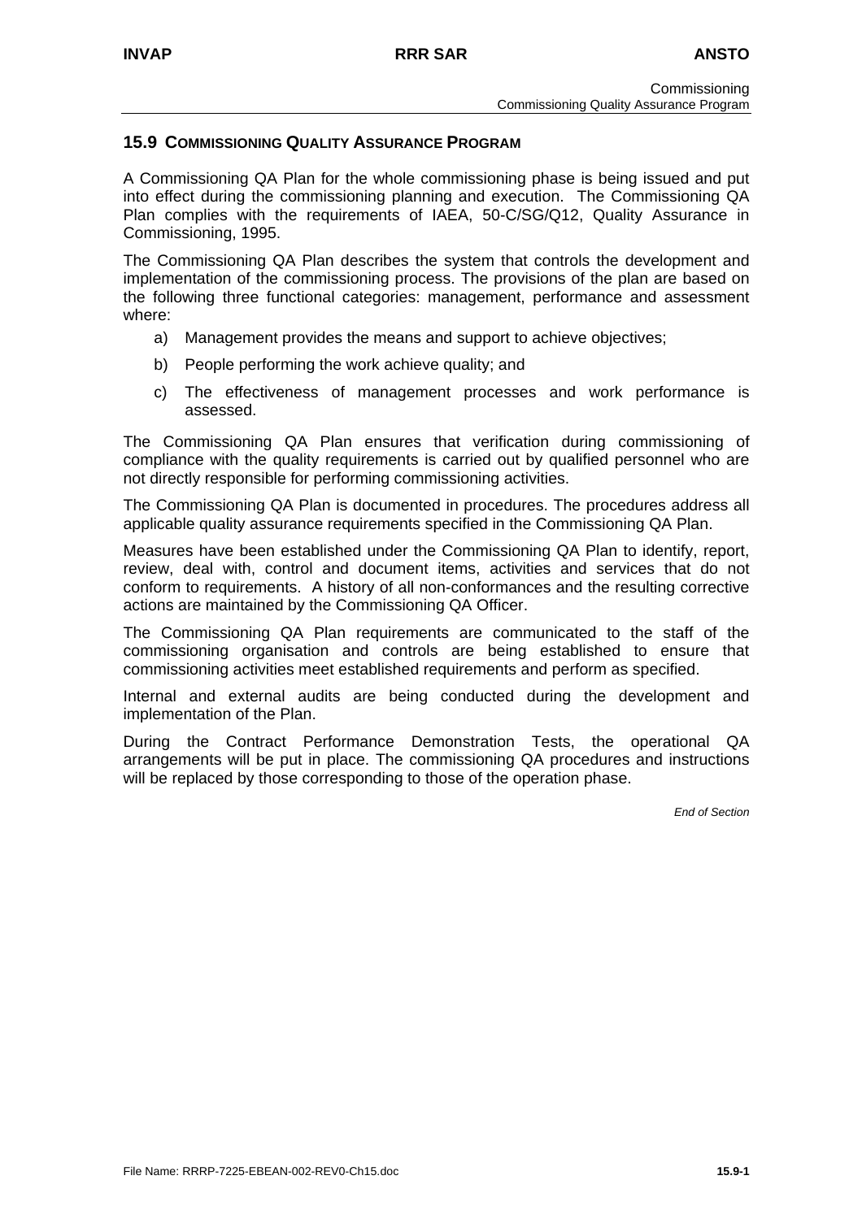## 15.9 COMMISSIONING QUALITY ASSURANCE PROGRAM

A Commissioning QA Plan for the whole commissioning phase is being issued and put into effect during the commissioning planning and execution. The Commissioning QA Plan complies with the requirements of IAEA, 50-C/SG/Q12, Quality Assurance in Commissioning, 1995.

The Commissioning QA Plan describes the system that controls the development and implementation of the commissioning process. The provisions of the plan are based on the following three functional categories: management, performance and assessment where:

a) Management provides the means and support to achieve objectives;

b) People performing the work achieve quality; and

c) The effectiveness of management processes and work performance is assessed.

The Commissioning QA Plan ensures that verification during commissioning of compliance with the quality requirements is carried out by qualified personnel who are not directly responsible for performing commissioning activities.

The Commissioning QA Plan is documented in procedures. The procedures address all applicable quality assurance requirements specified in the Commissioning QA Plan.

Measures have been established under the Commissioning QA Plan to identify, report, review, deal with, control and document items, activities and services that do not conform to requirements. A history of all non-conformances and the resulting corrective actions are maintained by the Commissioning QA Officer.

The Commissioning QA Plan requirements are communicated to the staff of the commissioning organisation and controls are being established to ensure that commissioning activities meet established requirements and perform as specified.

Internal and external audits are being conducted during the development and implementation of the Plan.

During the Contract Performance Demonstration Tests, the operational QA arrangements will be put in place. The commissioning QA procedures and instructions will be replaced by those corresponding to those of the operation phase.

*End of Section*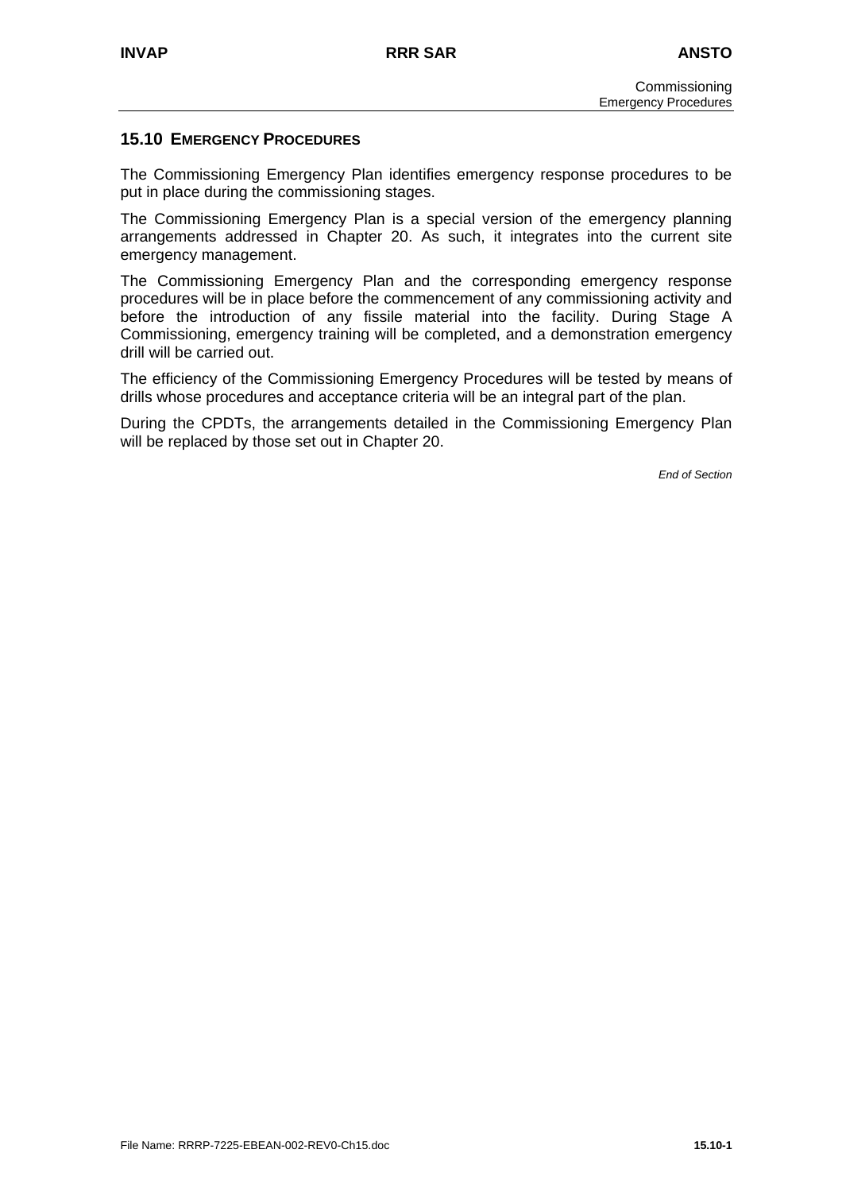## 15.10 EMERGENCY PROCEDURES

The Commissioning Emergency Plan identifies emergency response procedures to be put in place during the commissioning stages.

The Commissioning Emergency Plan is a special version of the emergency planning arrangements addressed in Chapter 20. As such, it integrates into the current site emergency management.

The Commissioning Emergency Plan and the corresponding emergency response procedures will be in place before the commencement of any commissioning activity and before the introduction of any fissile material into the facility. During Stage A Commissioning, emergency training will be completed, and a demonstration emergency drill will be carried out.

The efficiency of the Commissioning Emergency Procedures will be tested by means of drills whose procedures and acceptance criteria will be an integral part of the plan.

During the CPDTs, the arrangements detailed in the Commissioning Emergency Plan will be replaced by those set out in Chapter 20.

*End of Section*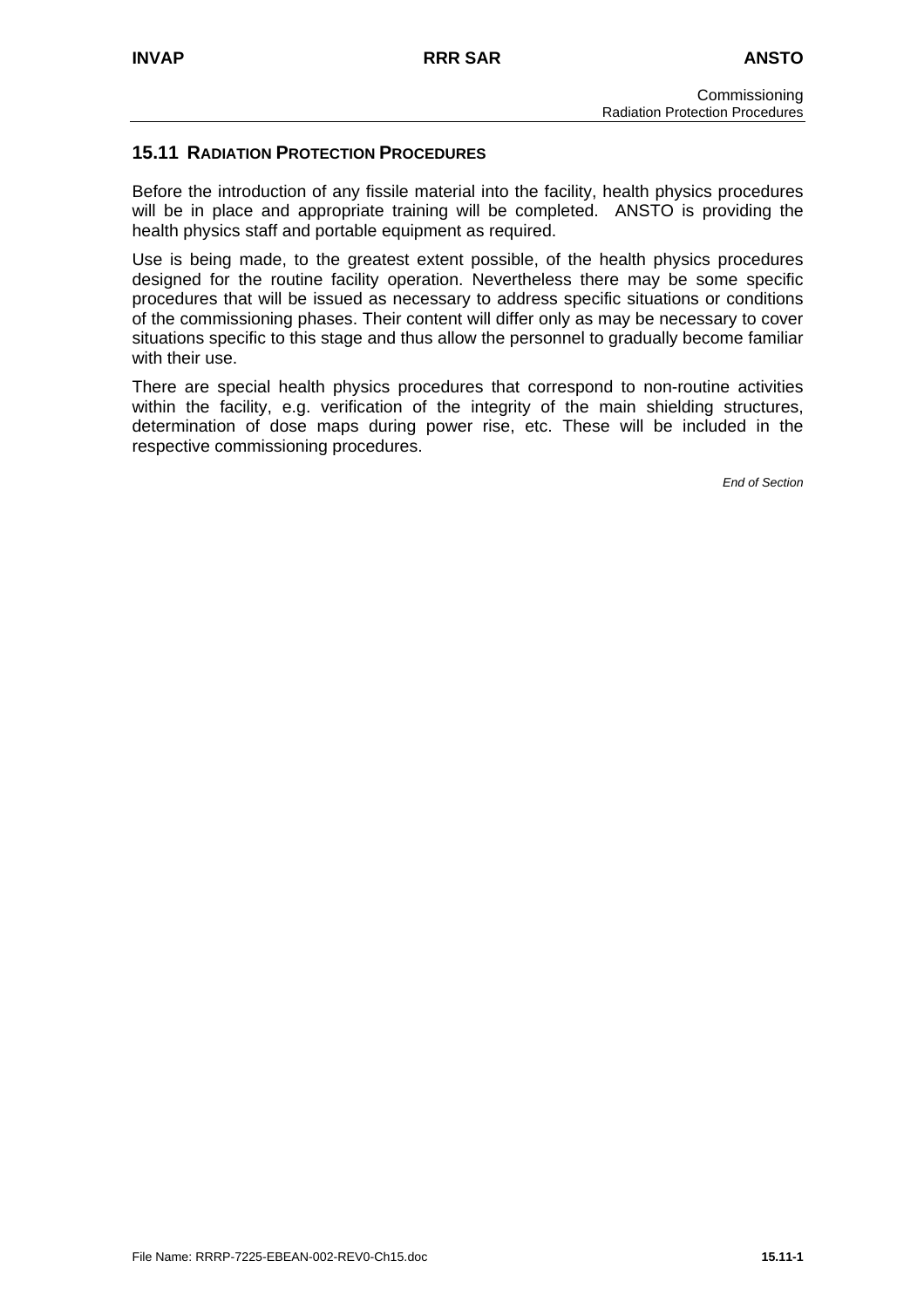## 15.11 RADIATION PROTECTION PROCEDURES

Before the introduction of any fissile material into the facility, health physics procedures will be in place and appropriate training will be completed. ANSTO is providing the health physics staff and portable equipment as required.

Use is being made, to the greatest extent possible, of the health physics procedures designed for the routine facility operation. Nevertheless there may be some specific procedures that will be issued as necessary to address specific situations or conditions of the commissioning phases. Their content will differ only as may be necessary to cover situations specific to this stage and thus allow the personnel to gradually become familiar with their use.

There are special health physics procedures that correspond to non-routine activities within the facility, e.g. verification of the integrity of the main shielding structures, determination of dose maps during power rise, etc. These will be included in the respective commissioning procedures.

*End of Section*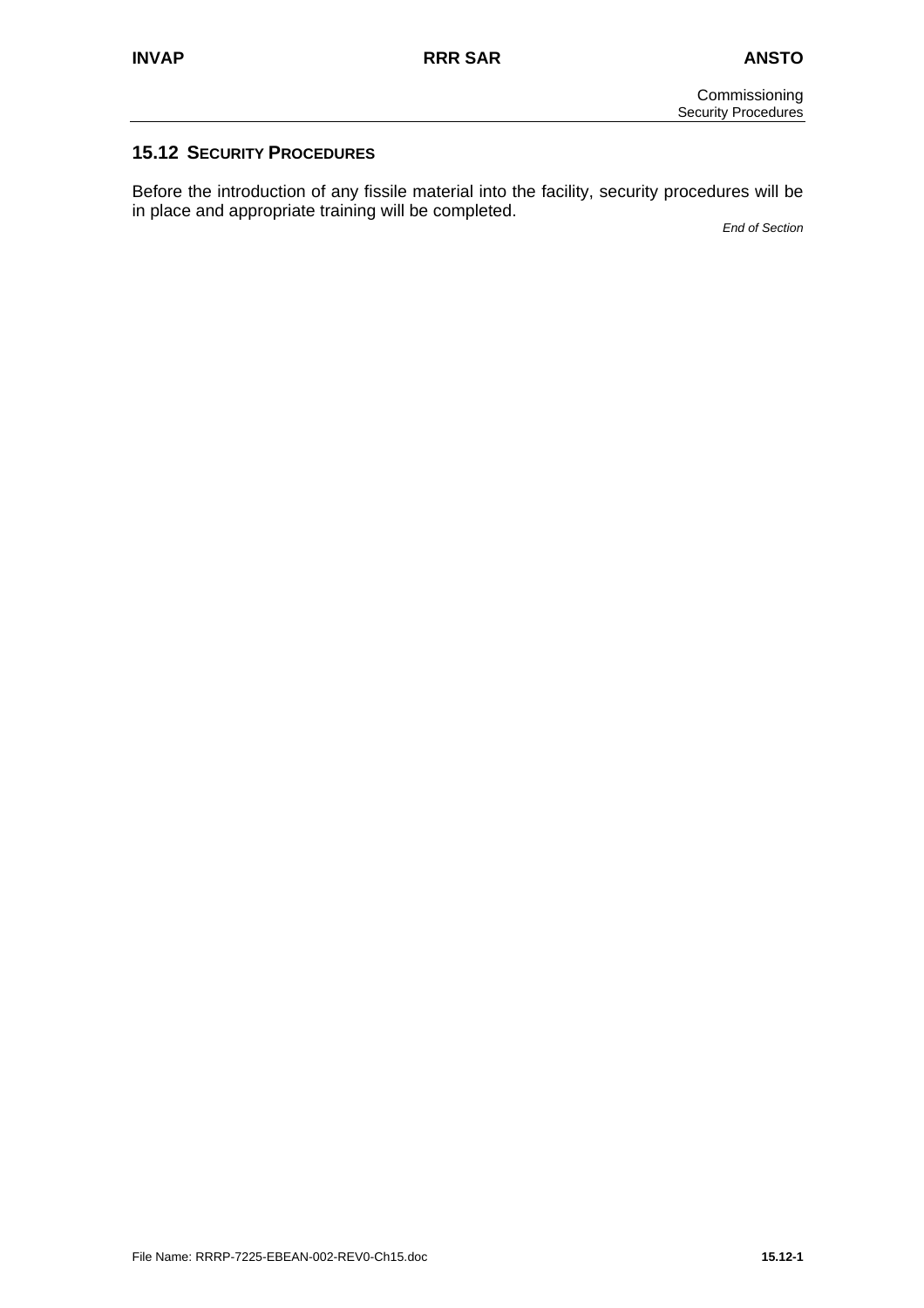## 15.12 SECURITY PROCEDURES

Before the introduction of any fissile material into the facility, security procedures will be in place and appropriate training will be completed.

*End of Section*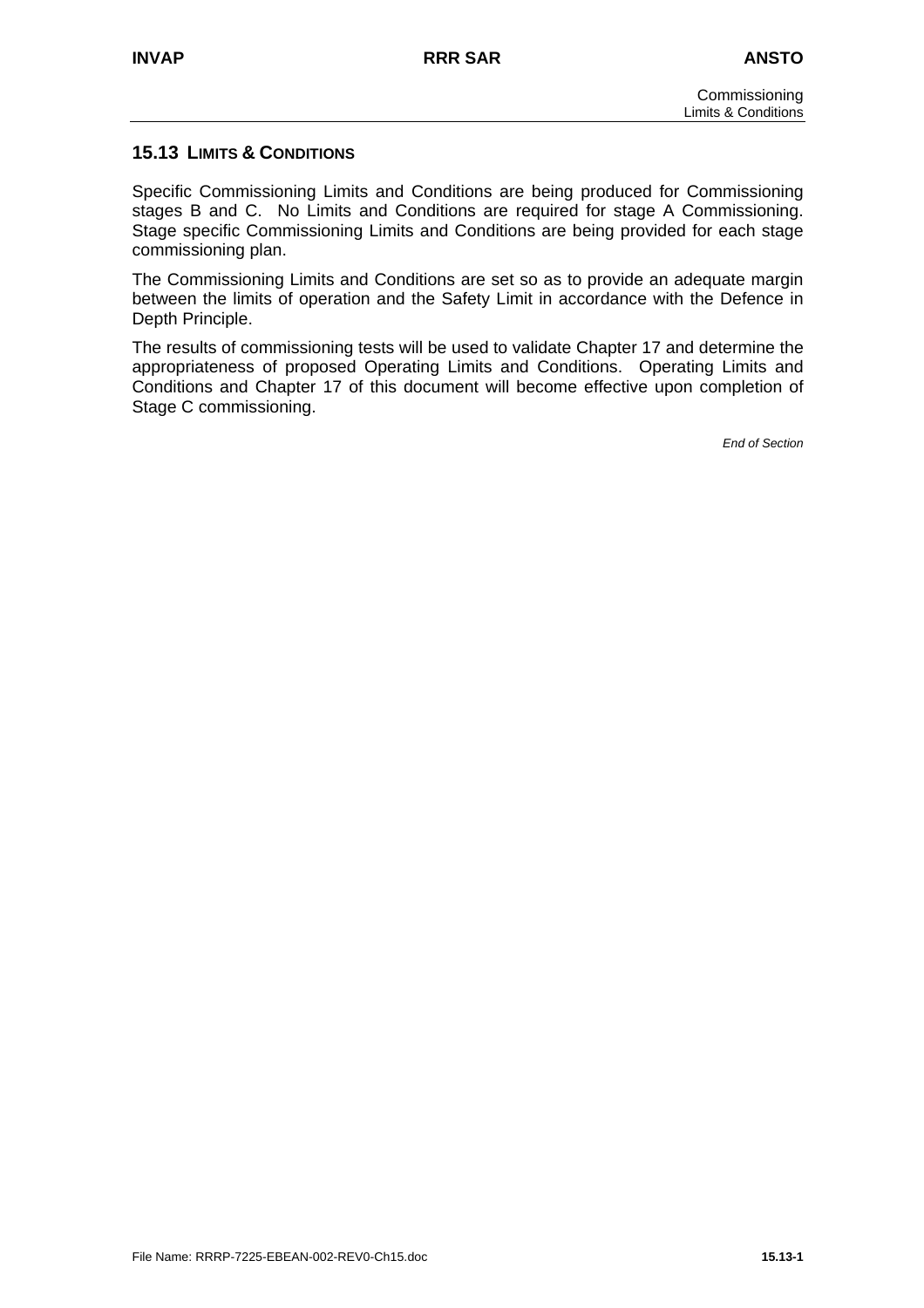## 15.13 LIMITS & CONDITIONS

Specific Commissioning Limits and Conditions are being produced for Commissioning stages B and C. No Limits and Conditions are required for stage A Commissioning. Stage specific Commissioning Limits and Conditions are being provided for each stage commissioning plan.

The Commissioning Limits and Conditions are set so as to provide an adequate margin between the limits of operation and the Safety Limit in accordance with the Defence in Depth Principle.

The results of commissioning tests will be used to validate Chapter 17 and determine the appropriateness of proposed Operating Limits and Conditions. Operating Limits and Conditions and Chapter 17 of this document will become effective upon completion of Stage C commissioning.

*End of Section*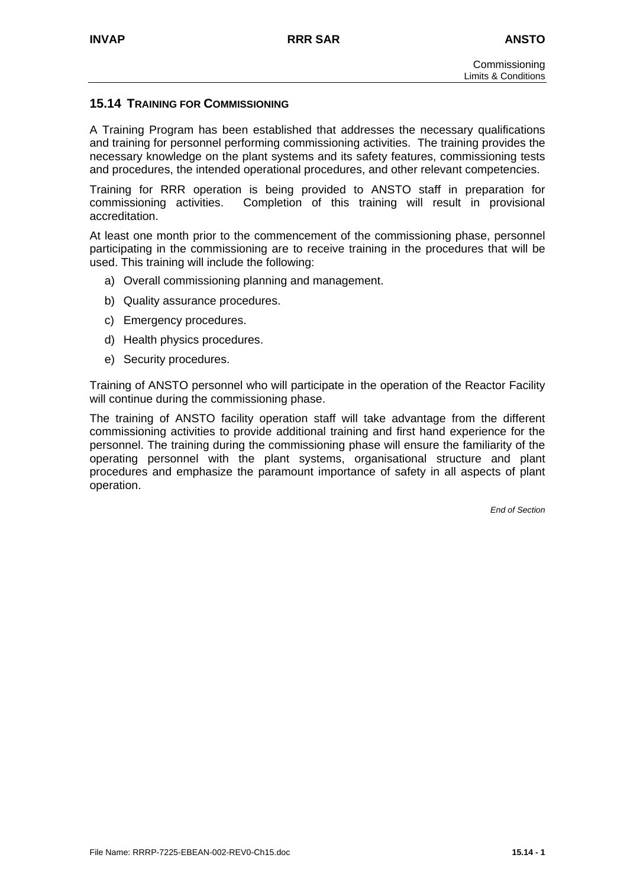## 15.14 TRAINING FOR COMMISSIONING

A Training Program has been established that addresses the necessary qualifications and training for personnel performing commissioning activities. The training provides the necessary knowledge on the plant systems and its safety features, commissioning tests and procedures, the intended operational procedures, and other relevant competencies.

Training for RRR operation is being provided to ANSTO staff in preparation for commissioning activities. Completion of this training will result in provisional accreditation.

At least one month prior to the commencement of the commissioning phase, personnel participating in the commissioning are to receive training in the procedures that will be used. This training will include the following:

a) Overall commissioning planning and management.

b) Quality assurance procedures.

c) Emergency procedures.

d) Health physics procedures.

e) Security procedures.

Training of ANSTO personnel who will participate in the operation of the Reactor Facility will continue during the commissioning phase.

The training of ANSTO facility operation staff will take advantage from the different commissioning activities to provide additional training and first hand experience for the personnel. The training during the commissioning phase will ensure the familiarity of the operating personnel with the plant systems, organisational structure and plant procedures and emphasize the paramount importance of safety in all aspects of plant operation.

*End of Section*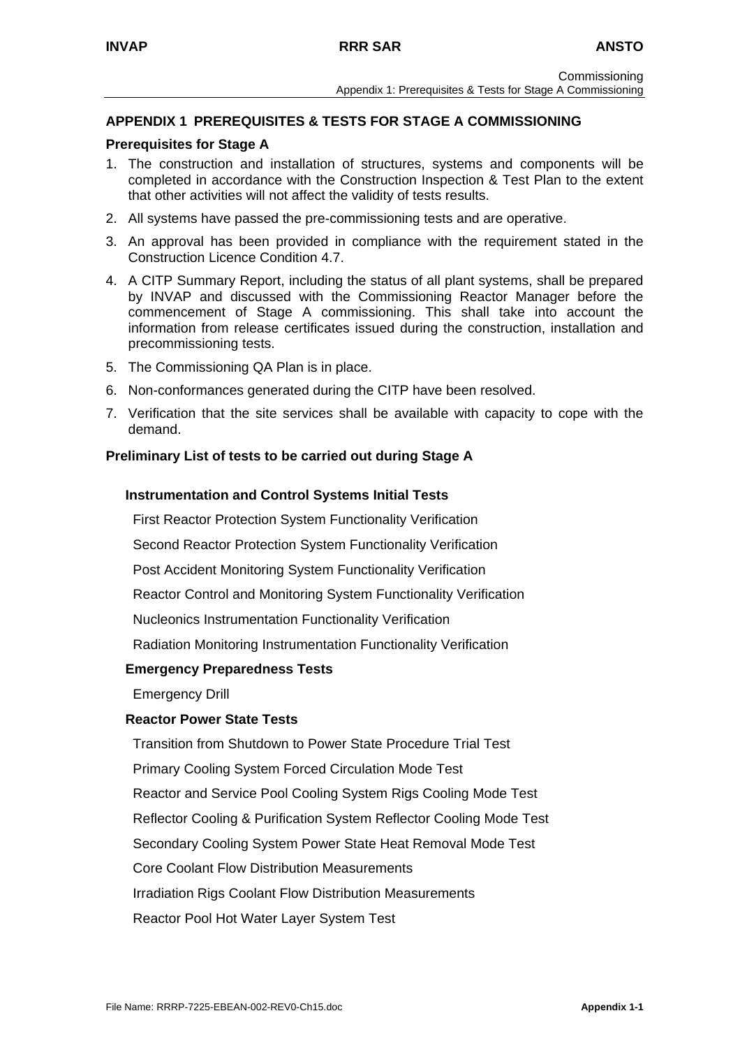## APPENDIX 1 PREREQUISITES & TESTS FOR STAGE A COMMISSIONING

### Prerequisites for Stage A

1. The construction and installation of structures, systems and components will be completed in accordance with the Construction Inspection & Test Plan to the extent that other activities will not affect the validity of tests results.
2. All systems have passed the pre-commissioning tests and are operative.
3. An approval has been provided in compliance with the requirement stated in the Construction Licence Condition 4.7.
4. A CITP Summary Report, including the status of all plant systems, shall be prepared by INVAP and discussed with the Commissioning Reactor Manager before the commencement of Stage A commissioning. This shall take into account the information from release certificates issued during the construction, installation and precommissioning tests.
5. The Commissioning QA Plan is in place.
6. Non-conformances generated during the CITP have been resolved.
7. Verification that the site services shall be available with capacity to cope with the demand.

### Preliminary List of tests to be carried out during Stage A

#### Instrumentation and Control Systems Initial Tests

First Reactor Protection System Functionality Verification

Second Reactor Protection System Functionality Verification

Post Accident Monitoring System Functionality Verification

Reactor Control and Monitoring System Functionality Verification

Nucleonics Instrumentation Functionality Verification

Radiation Monitoring Instrumentation Functionality Verification

#### Emergency Preparedness Tests

Emergency Drill

#### Reactor Power State Tests

Transition from Shutdown to Power State Procedure Trial Test

Primary Cooling System Forced Circulation Mode Test

Reactor and Service Pool Cooling System Rigs Cooling Mode Test

Reflector Cooling & Purification System Reflector Cooling Mode Test

Secondary Cooling System Power State Heat Removal Mode Test

Core Coolant Flow Distribution Measurements

Irradiation Rigs Coolant Flow Distribution Measurements

Reactor Pool Hot Water Layer System Test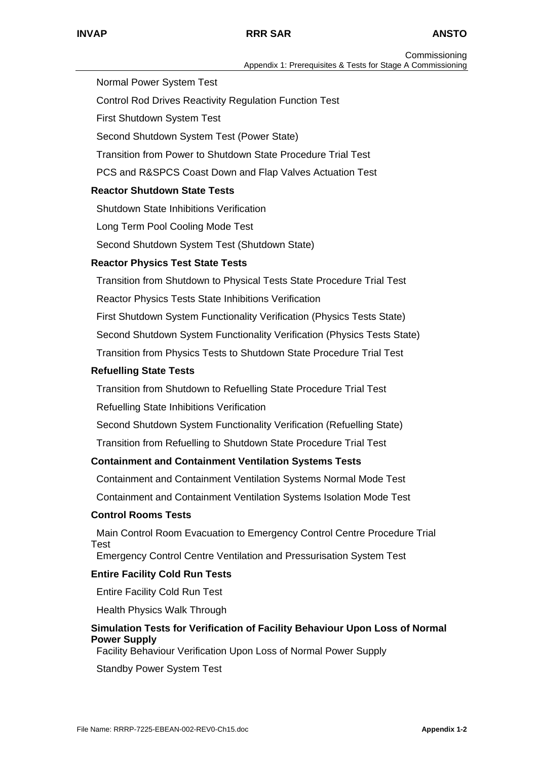Normal Power System Test

Control Rod Drives Reactivity Regulation Function Test

First Shutdown System Test

Second Shutdown System Test (Power State)

Transition from Power to Shutdown State Procedure Trial Test

PCS and R&SPCS Coast Down and Flap Valves Actuation Test

**Reactor Shutdown State Tests**

Shutdown State Inhibitions Verification

Long Term Pool Cooling Mode Test

Second Shutdown System Test (Shutdown State)

**Reactor Physics Test State Tests**

Transition from Shutdown to Physical Tests State Procedure Trial Test

Reactor Physics Tests State Inhibitions Verification

First Shutdown System Functionality Verification (Physics Tests State)

Second Shutdown System Functionality Verification (Physics Tests State)

Transition from Physics Tests to Shutdown State Procedure Trial Test

**Refuelling State Tests**

Transition from Shutdown to Refuelling State Procedure Trial Test

Refuelling State Inhibitions Verification

Second Shutdown System Functionality Verification (Refuelling State)

Transition from Refuelling to Shutdown State Procedure Trial Test

**Containment and Containment Ventilation Systems Tests**

Containment and Containment Ventilation Systems Normal Mode Test

Containment and Containment Ventilation Systems Isolation Mode Test

**Control Rooms Tests**

Main Control Room Evacuation to Emergency Control Centre Procedure Trial Test

Emergency Control Centre Ventilation and Pressurisation System Test

**Entire Facility Cold Run Tests**

Entire Facility Cold Run Test

Health Physics Walk Through

**Simulation Tests for Verification of Facility Behaviour Upon Loss of Normal Power Supply**

Facility Behaviour Verification Upon Loss of Normal Power Supply

Standby Power System Test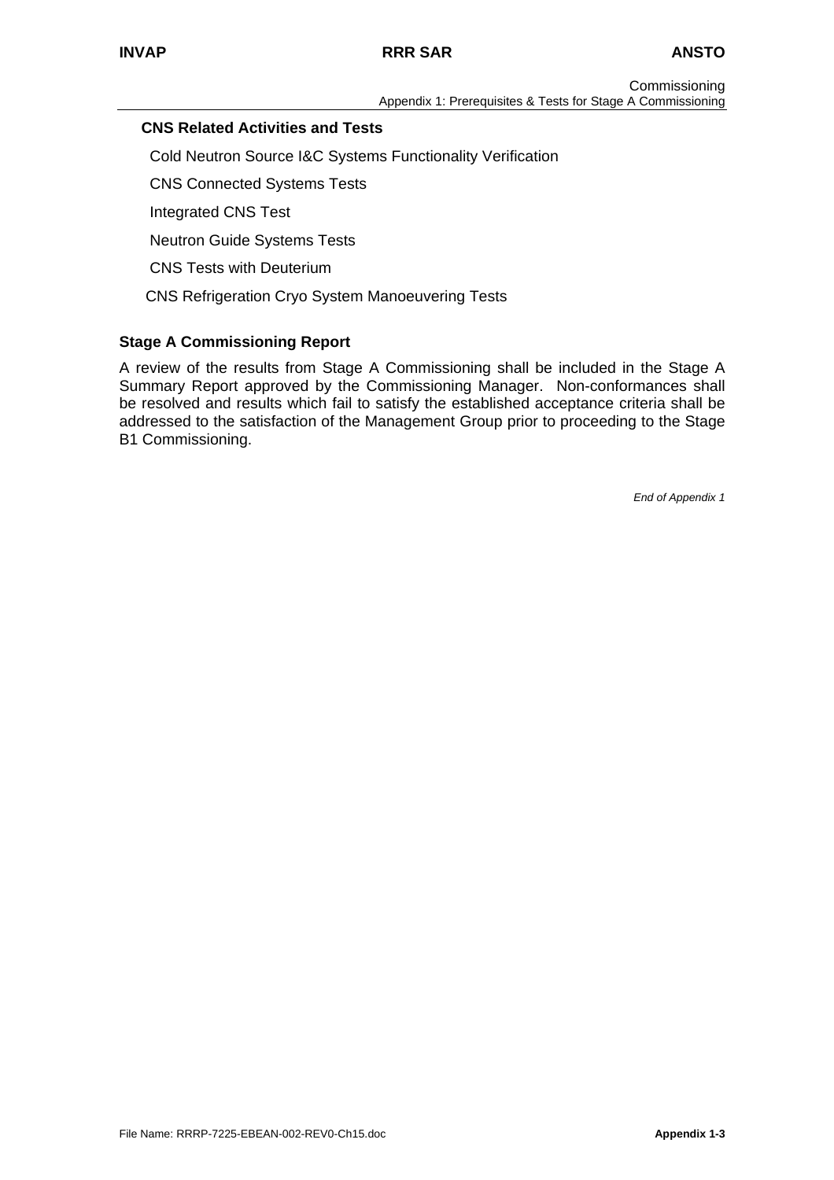### CNS Related Activities and Tests

Cold Neutron Source I&C Systems Functionality Verification

CNS Connected Systems Tests

Integrated CNS Test

Neutron Guide Systems Tests

CNS Tests with Deuterium

CNS Refrigeration Cryo System Manoeuvering Tests

### Stage A Commissioning Report

A review of the results from Stage A Commissioning shall be included in the Stage A Summary Report approved by the Commissioning Manager. Non-conformances shall be resolved and results which fail to satisfy the established acceptance criteria shall be addressed to the satisfaction of the Management Group prior to proceeding to the Stage B1 Commissioning.

*End of Appendix 1*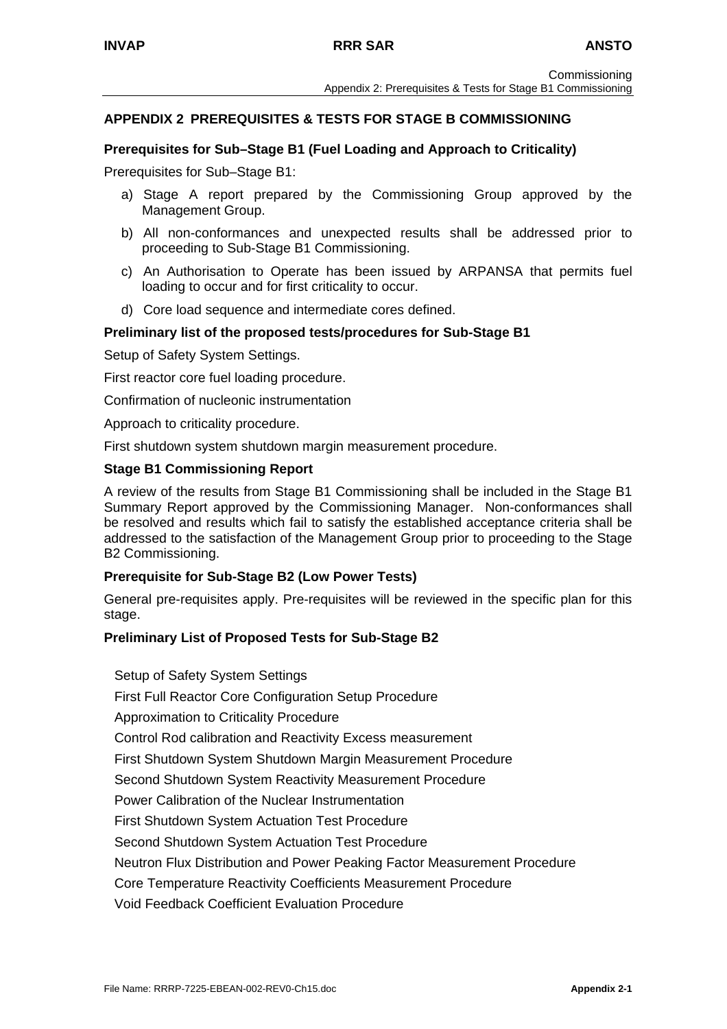## APPENDIX 2 PREREQUISITES & TESTS FOR STAGE B COMMISSIONING

### Prerequisites for Sub–Stage B1 (Fuel Loading and Approach to Criticality)

Prerequisites for Sub–Stage B1:

a) Stage A report prepared by the Commissioning Group approved by the Management Group.

b) All non-conformances and unexpected results shall be addressed prior to proceeding to Sub-Stage B1 Commissioning.

c) An Authorisation to Operate has been issued by ARPANSA that permits fuel loading to occur and for first criticality to occur.

d) Core load sequence and intermediate cores defined.

### Preliminary list of the proposed tests/procedures for Sub-Stage B1

Setup of Safety System Settings.

First reactor core fuel loading procedure.

Confirmation of nucleonic instrumentation

Approach to criticality procedure.

First shutdown system shutdown margin measurement procedure.

### Stage B1 Commissioning Report

A review of the results from Stage B1 Commissioning shall be included in the Stage B1 Summary Report approved by the Commissioning Manager. Non-conformances shall be resolved and results which fail to satisfy the established acceptance criteria shall be addressed to the satisfaction of the Management Group prior to proceeding to the Stage B2 Commissioning.

### Prerequisite for Sub-Stage B2 (Low Power Tests)

General pre-requisites apply. Pre-requisites will be reviewed in the specific plan for this stage.

### Preliminary List of Proposed Tests for Sub-Stage B2

Setup of Safety System Settings

First Full Reactor Core Configuration Setup Procedure

Approximation to Criticality Procedure

Control Rod calibration and Reactivity Excess measurement

First Shutdown System Shutdown Margin Measurement Procedure

Second Shutdown System Reactivity Measurement Procedure

Power Calibration of the Nuclear Instrumentation

First Shutdown System Actuation Test Procedure

Second Shutdown System Actuation Test Procedure

Neutron Flux Distribution and Power Peaking Factor Measurement Procedure

Core Temperature Reactivity Coefficients Measurement Procedure

Void Feedback Coefficient Evaluation Procedure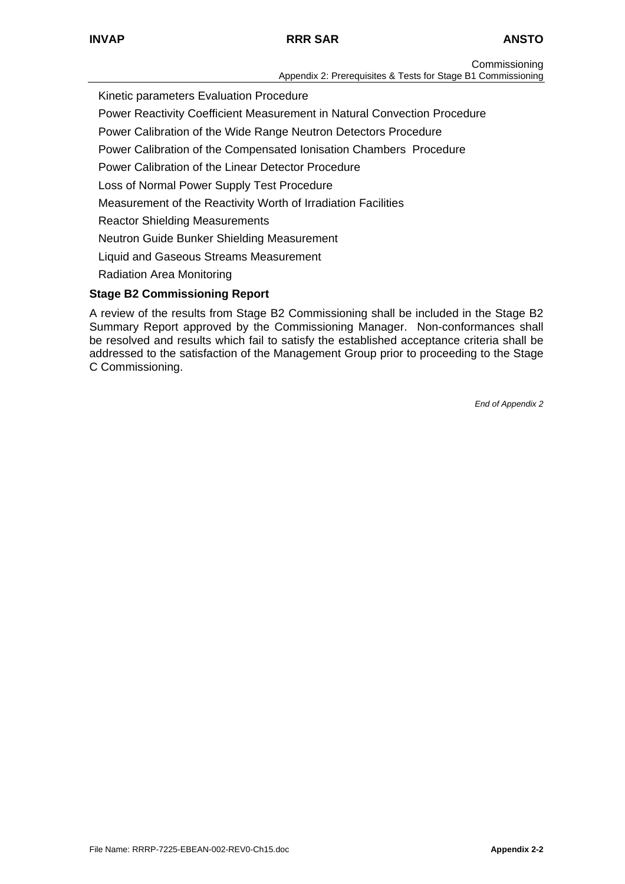Kinetic parameters Evaluation Procedure

Power Reactivity Coefficient Measurement in Natural Convection Procedure

Power Calibration of the Wide Range Neutron Detectors Procedure

Power Calibration of the Compensated Ionisation Chambers Procedure

Power Calibration of the Linear Detector Procedure

Loss of Normal Power Supply Test Procedure

Measurement of the Reactivity Worth of Irradiation Facilities

Reactor Shielding Measurements

Neutron Guide Bunker Shielding Measurement

Liquid and Gaseous Streams Measurement

Radiation Area Monitoring

**Stage B2 Commissioning Report**

A review of the results from Stage B2 Commissioning shall be included in the Stage B2 Summary Report approved by the Commissioning Manager. Non-conformances shall be resolved and results which fail to satisfy the established acceptance criteria shall be addressed to the satisfaction of the Management Group prior to proceeding to the Stage C Commissioning.

*End of Appendix 2*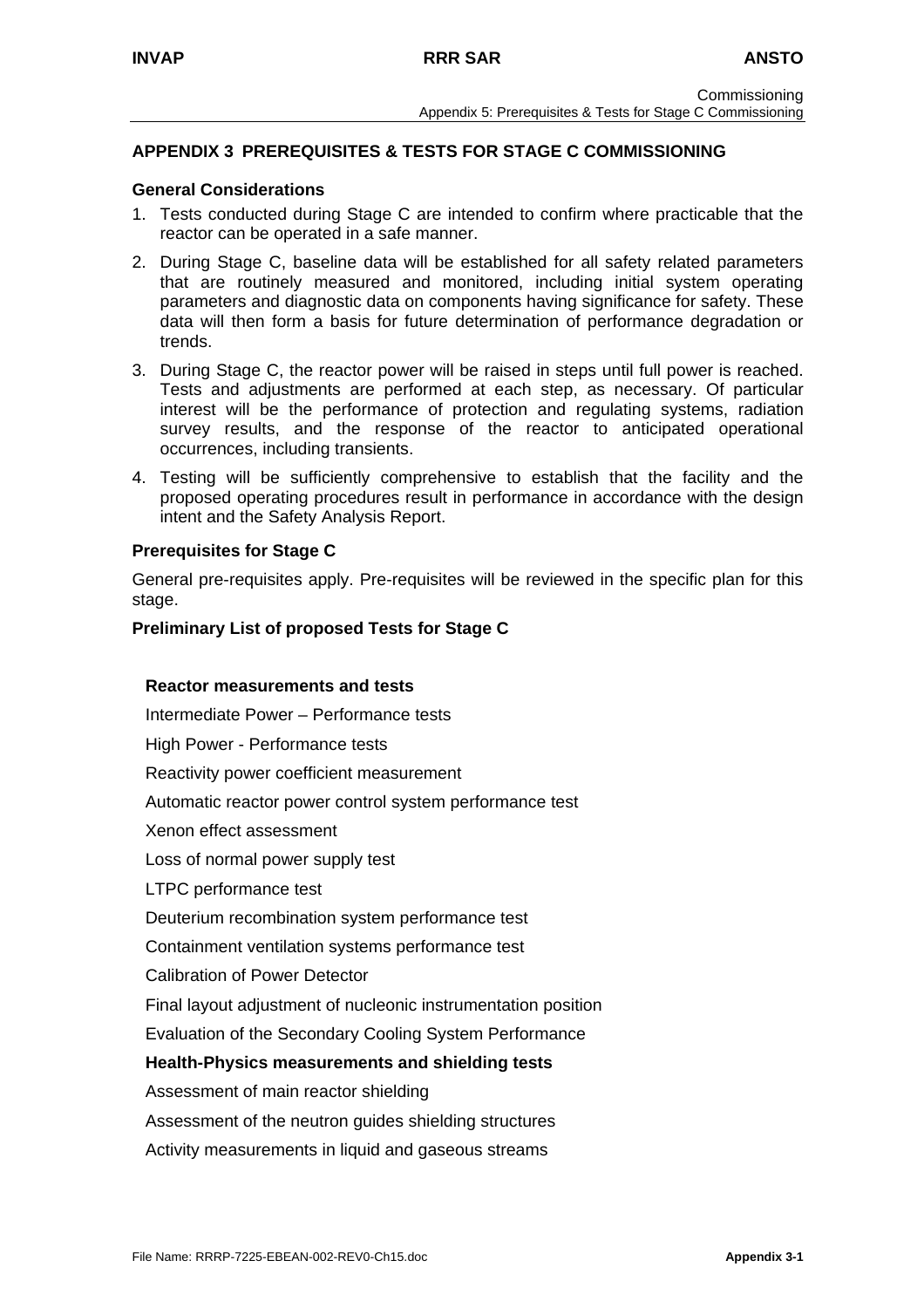## APPENDIX 3 PREREQUISITES & TESTS FOR STAGE C COMMISSIONING

### General Considerations

1. Tests conducted during Stage C are intended to confirm where practicable that the reactor can be operated in a safe manner.
2. During Stage C, baseline data will be established for all safety related parameters that are routinely measured and monitored, including initial system operating parameters and diagnostic data on components having significance for safety. These data will then form a basis for future determination of performance degradation or trends.
3. During Stage C, the reactor power will be raised in steps until full power is reached. Tests and adjustments are performed at each step, as necessary. Of particular interest will be the performance of protection and regulating systems, radiation survey results, and the response of the reactor to anticipated operational occurrences, including transients.
4. Testing will be sufficiently comprehensive to establish that the facility and the proposed operating procedures result in performance in accordance with the design intent and the Safety Analysis Report.

### Prerequisites for Stage C

General pre-requisites apply. Pre-requisites will be reviewed in the specific plan for this stage.

### Preliminary List of proposed Tests for Stage C

**Reactor measurements and tests**

Intermediate Power – Performance tests

High Power - Performance tests

Reactivity power coefficient measurement

Automatic reactor power control system performance test

Xenon effect assessment

Loss of normal power supply test

LTPC performance test

Deuterium recombination system performance test

Containment ventilation systems performance test

Calibration of Power Detector

Final layout adjustment of nucleonic instrumentation position

Evaluation of the Secondary Cooling System Performance

**Health-Physics measurements and shielding tests**

Assessment of main reactor shielding

Assessment of the neutron guides shielding structures

Activity measurements in liquid and gaseous streams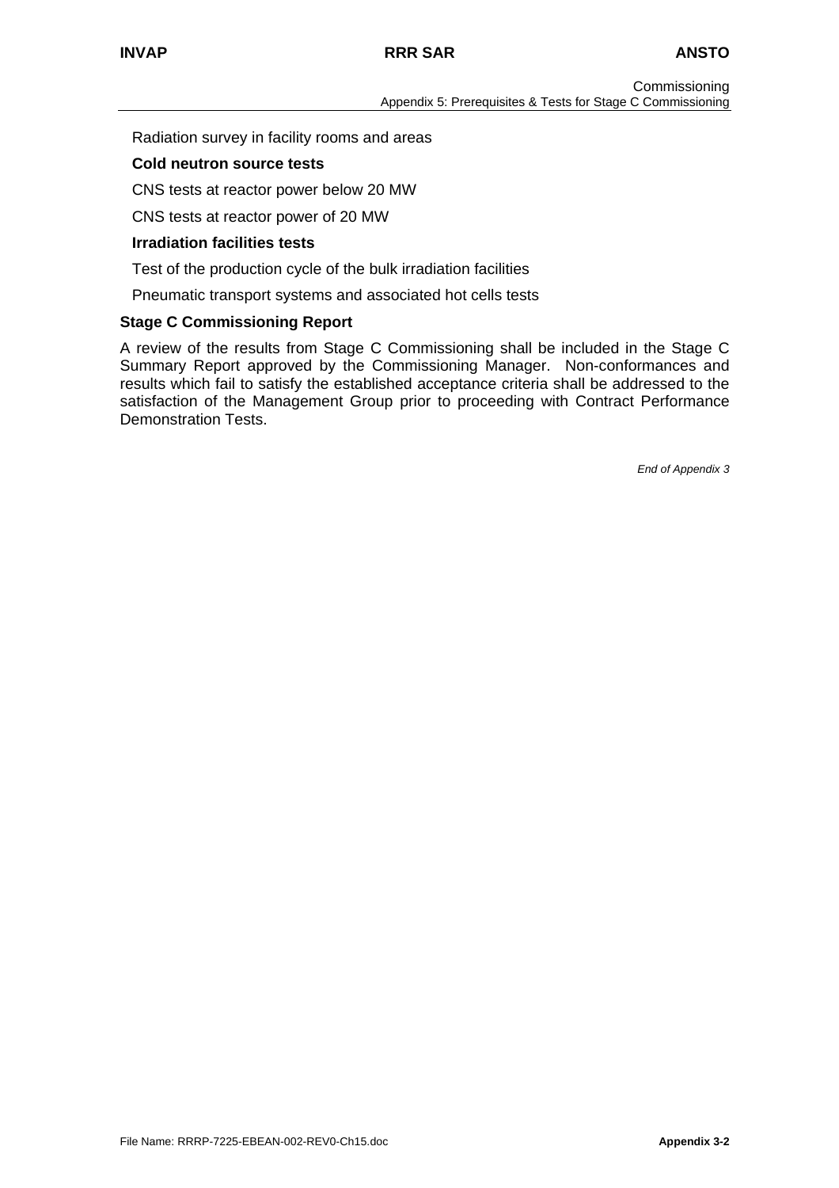Radiation survey in facility rooms and areas

**Cold neutron source tests**

CNS tests at reactor power below 20 MW

CNS tests at reactor power of 20 MW

**Irradiation facilities tests**

Test of the production cycle of the bulk irradiation facilities

Pneumatic transport systems and associated hot cells tests

**Stage C Commissioning Report**

A review of the results from Stage C Commissioning shall be included in the Stage C Summary Report approved by the Commissioning Manager. Non-conformances and results which fail to satisfy the established acceptance criteria shall be addressed to the satisfaction of the Management Group prior to proceeding with Contract Performance Demonstration Tests.

*End of Appendix 3*